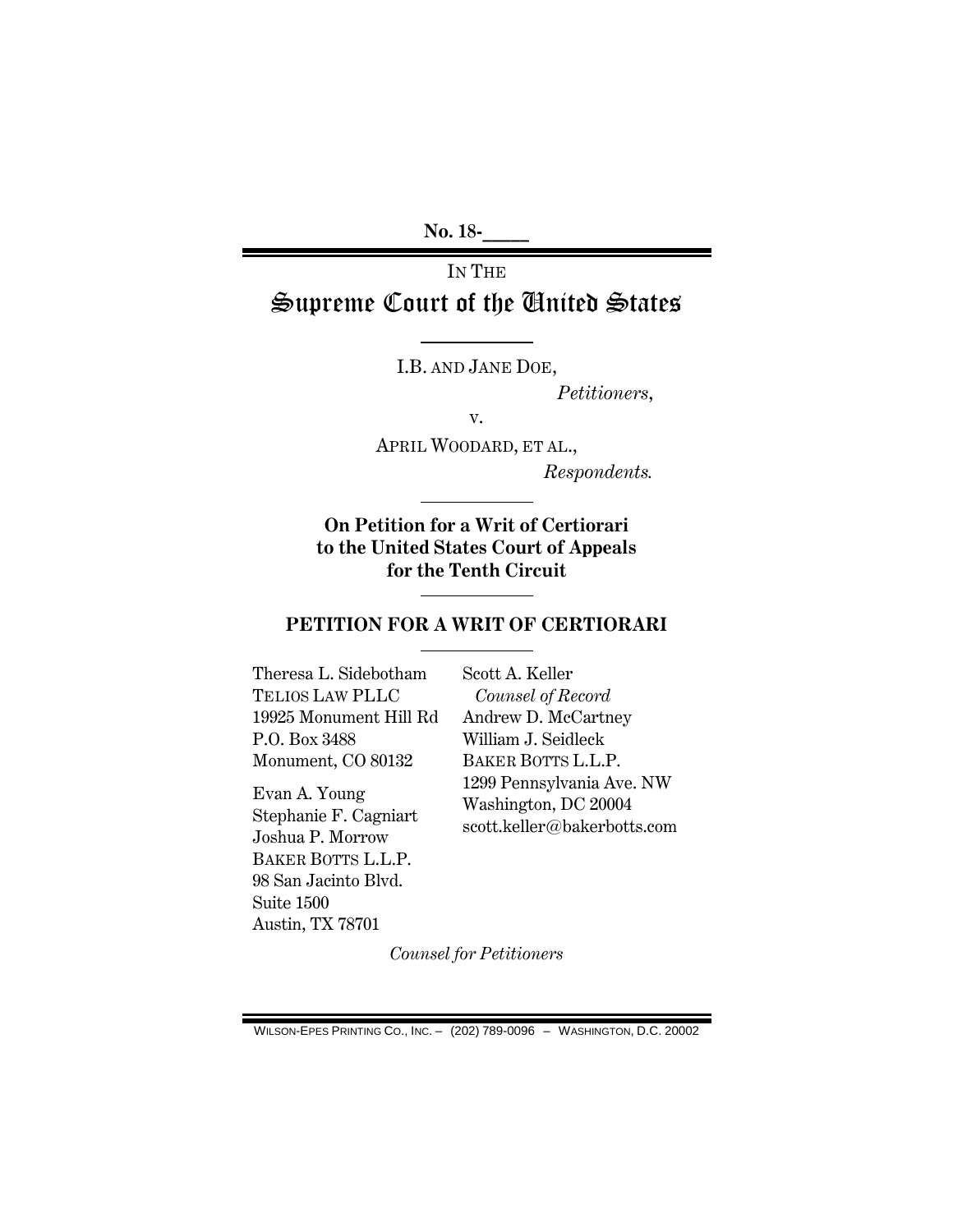**No. 18-\_\_\_\_\_**

IN THE

# Supreme Court of the United States

I.B. AND JANE DOE,

*Petitioners*,

v.

APRIL WOODARD, ET AL.,

*Respondents.*

**On Petition for a Writ of Certiorari to the United States Court of Appeals for the Tenth Circuit**

## PETITION FOR A WRIT OF CERTIORARI

Theresa L. Sidebotham
TELIOS LAW PLLC
19925 Monument Hill Rd
P.O. Box 3488
Monument, CO 80132

Evan A. Young
Stephanie F. Cagniart
Joshua P. Morrow
BAKER BOTTS L.L.P.
98 San Jacinto Blvd.
Suite 1500
Austin, TX 78701

Scott A. Keller
*Counsel of Record*
Andrew D. McCartney
William J. Seidleck
BAKER BOTTS L.L.P.
1299 Pennsylvania Ave. NW
Washington, DC 20004
scott.keller@bakerbotts.com

*Counsel for Petitioners*

WILSON-EPES PRINTING CO., INC. – (202) 789-0096 – WASHINGTON, D.C. 20002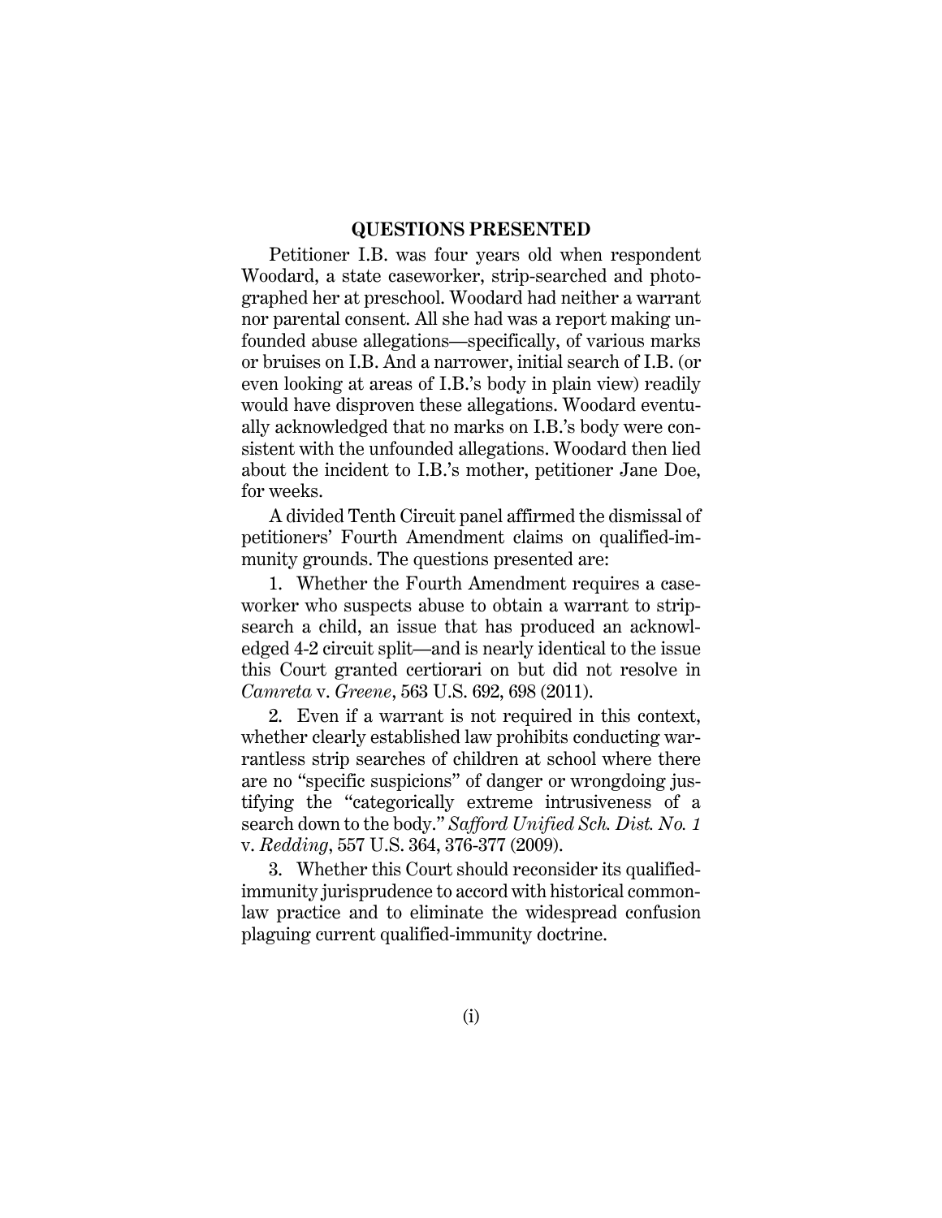## QUESTIONS PRESENTED

Petitioner I.B. was four years old when respondent Woodard, a state caseworker, strip-searched and photographed her at preschool. Woodard had neither a warrant nor parental consent. All she had was a report making unfounded abuse allegations—specifically, of various marks or bruises on I.B. And a narrower, initial search of I.B. (or even looking at areas of I.B.'s body in plain view) readily would have disproven these allegations. Woodard eventually acknowledged that no marks on I.B.'s body were consistent with the unfounded allegations. Woodard then lied about the incident to I.B.'s mother, petitioner Jane Doe, for weeks.

A divided Tenth Circuit panel affirmed the dismissal of petitioners' Fourth Amendment claims on qualified-immunity grounds. The questions presented are:

1. Whether the Fourth Amendment requires a caseworker who suspects abuse to obtain a warrant to strip-search a child, an issue that has produced an acknowledged 4-2 circuit split—and is nearly identical to the issue this Court granted certiorari on but did not resolve in *Camreta* v. *Greene*, 563 U.S. 692, 698 (2011).

2. Even if a warrant is not required in this context, whether clearly established law prohibits conducting warrantless strip searches of children at school where there are no "specific suspicions" of danger or wrongdoing justifying the "categorically extreme intrusiveness of a search down to the body." *Safford Unified Sch. Dist. No. 1* v. *Redding*, 557 U.S. 364, 376-377 (2009).

3. Whether this Court should reconsider its qualified-immunity jurisprudence to accord with historical common-law practice and to eliminate the widespread confusion plaguing current qualified-immunity doctrine.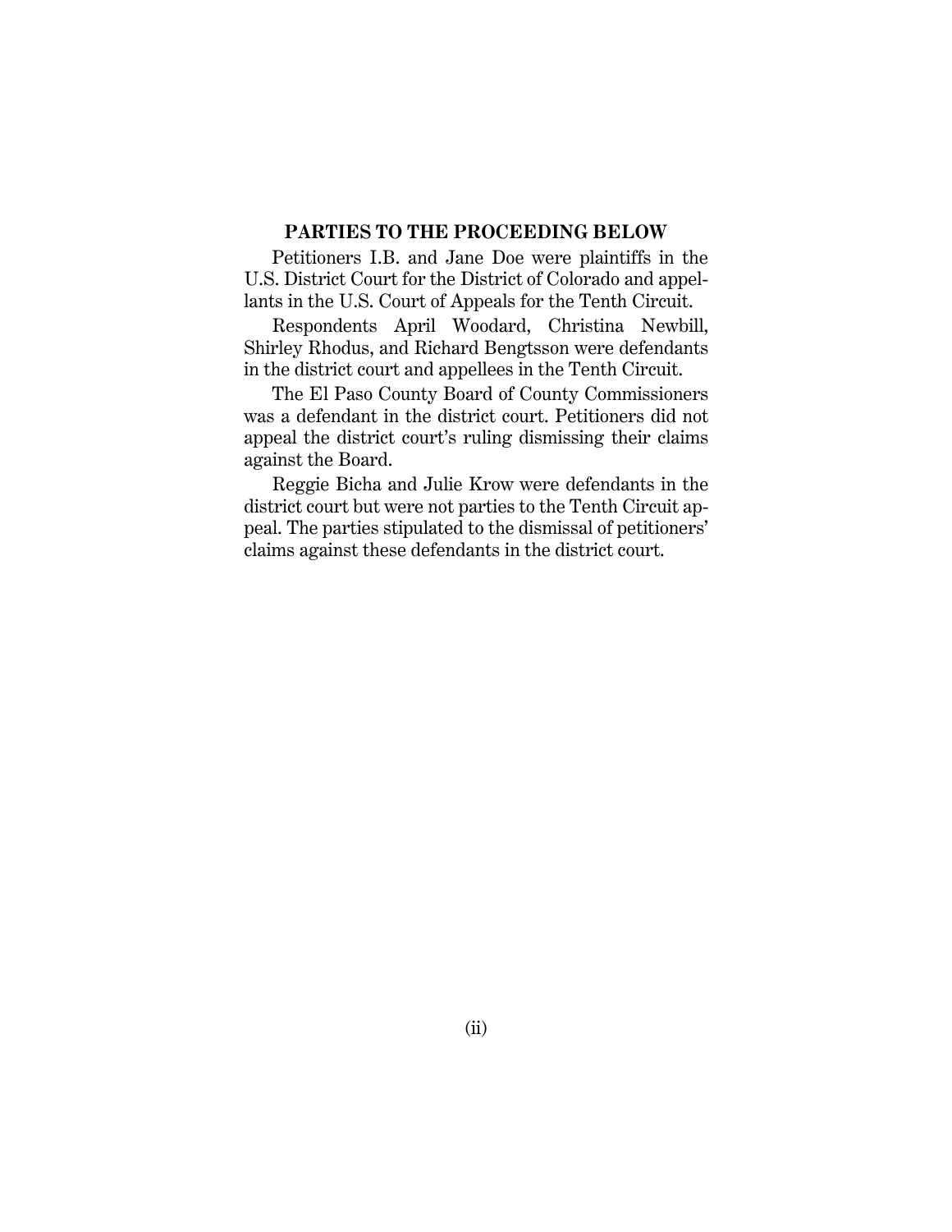## PARTIES TO THE PROCEEDING BELOW

Petitioners I.B. and Jane Doe were plaintiffs in the U.S. District Court for the District of Colorado and appellants in the U.S. Court of Appeals for the Tenth Circuit.

Respondents April Woodard, Christina Newbill, Shirley Rhodus, and Richard Bengtsson were defendants in the district court and appellees in the Tenth Circuit.

The El Paso County Board of County Commissioners was a defendant in the district court. Petitioners did not appeal the district court's ruling dismissing their claims against the Board.

Reggie Bicha and Julie Krow were defendants in the district court but were not parties to the Tenth Circuit appeal. The parties stipulated to the dismissal of petitioners' claims against these defendants in the district court.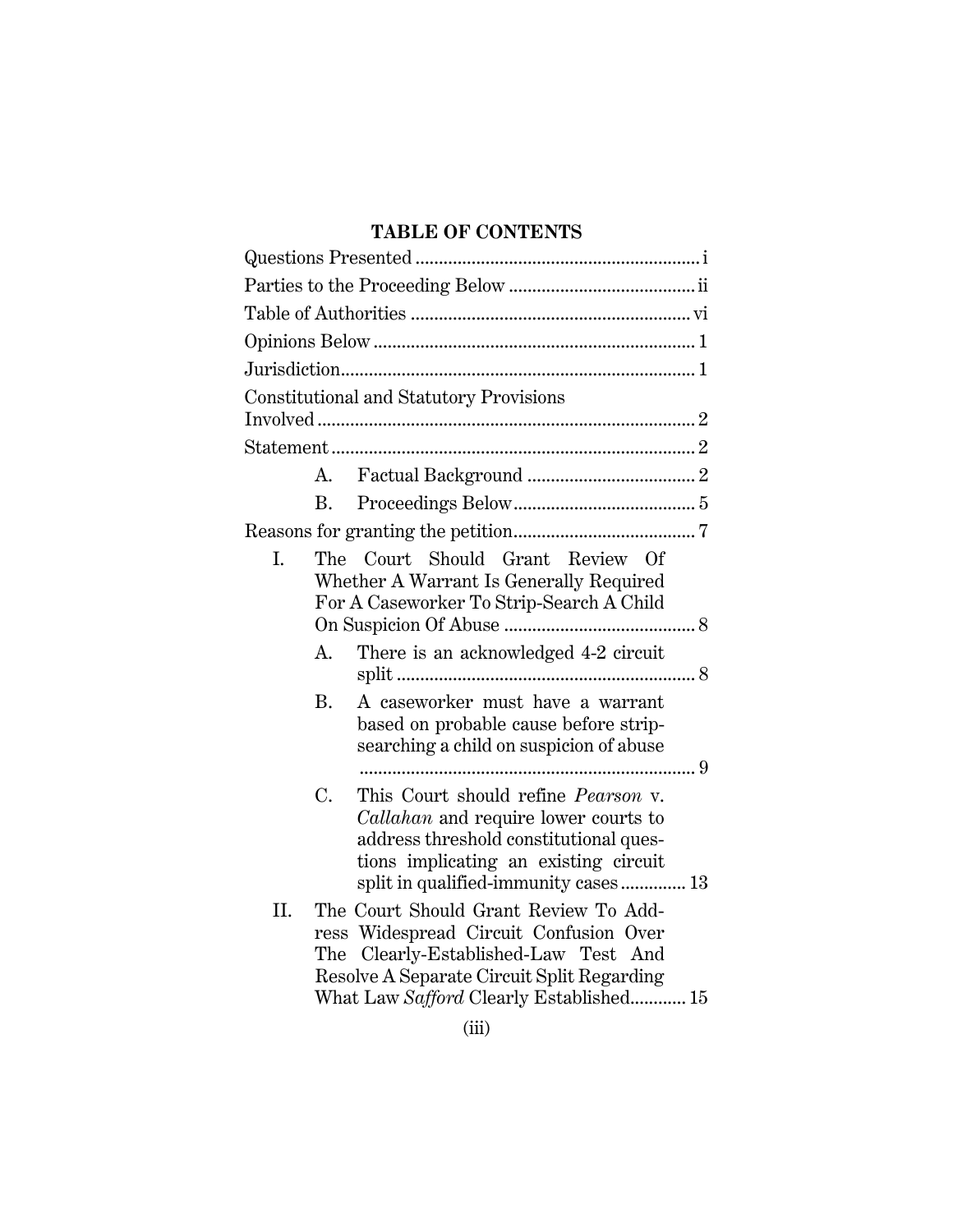## TABLE OF CONTENTS

Questions Presented ............................................................ i

Parties to the Proceeding Below ........................................ ii

Table of Authorities ........................................................... vi

Opinions Below .................................................................... 1

Jurisdiction........................................................................... 1

Constitutional and Statutory Provisions Involved ................................................................................ 2

Statement ............................................................................ 2

- A. Factual Background .................................... 2
- B. Proceedings Below....................................... 5

Reasons for granting the petition....................................... 7

- I. The Court Should Grant Review Of Whether A Warrant Is Generally Required For A Caseworker To Strip-Search A Child On Suspicion Of Abuse ......................................... 8
  - A. There is an acknowledged 4-2 circuit split ................................................................ 8
  - B. A caseworker must have a warrant based on probable cause before strip-searching a child on suspicion of abuse ........................................................................ 9
  - C. This Court should refine *Pearson* v. *Callahan* and require lower courts to address threshold constitutional questions implicating an existing circuit split in qualified-immunity cases .............. 13
- II. The Court Should Grant Review To Address Widespread Circuit Confusion Over The Clearly-Established-Law Test And Resolve A Separate Circuit Split Regarding What Law *Safford* Clearly Established............ 15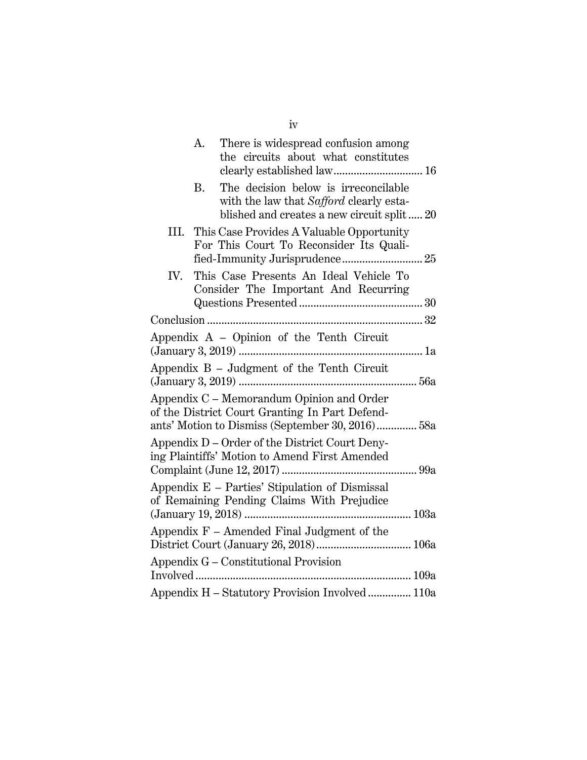A. There is widespread confusion among the circuits about what constitutes clearly established law .............................. 16

B. The decision below is irreconcilable with the law that *Safford* clearly established and creates a new circuit split ..... 20

III. This Case Provides A Valuable Opportunity For This Court To Reconsider Its Qualified-Immunity Jurisprudence ............................ 25

IV. This Case Presents An Ideal Vehicle To Consider The Important And Recurring Questions Presented ........................................... 30

Conclusion ........................................................................... 32

Appendix A – Opinion of the Tenth Circuit (January 3, 2019) ................................................................ 1a

Appendix B – Judgment of the Tenth Circuit (January 3, 2019) ............................................................. 56a

Appendix C – Memorandum Opinion and Order of the District Court Granting In Part Defendants' Motion to Dismiss (September 30, 2016) ............. 58a

Appendix D – Order of the District Court Denying Plaintiffs' Motion to Amend First Amended Complaint (June 12, 2017) ............................................... 99a

Appendix E – Parties' Stipulation of Dismissal of Remaining Pending Claims With Prejudice (January 19, 2018) .......................................................... 103a

Appendix F – Amended Final Judgment of the District Court (January 26, 2018) ................................. 106a

Appendix G – Constitutional Provision Involved .......................................................................... 109a

Appendix H – Statutory Provision Involved ............... 110a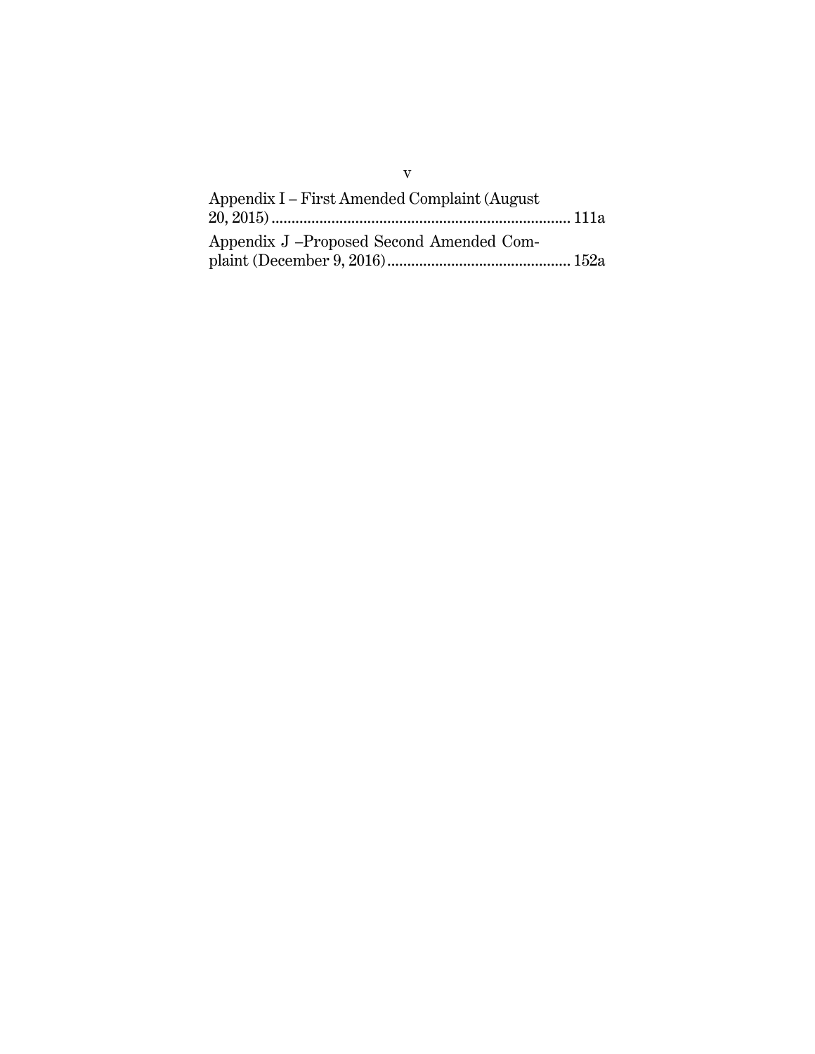Appendix I – First Amended Complaint (August 20, 2015) .......................................................................... 111a

Appendix J –Proposed Second Amended Complaint (December 9, 2016) ............................................. 152a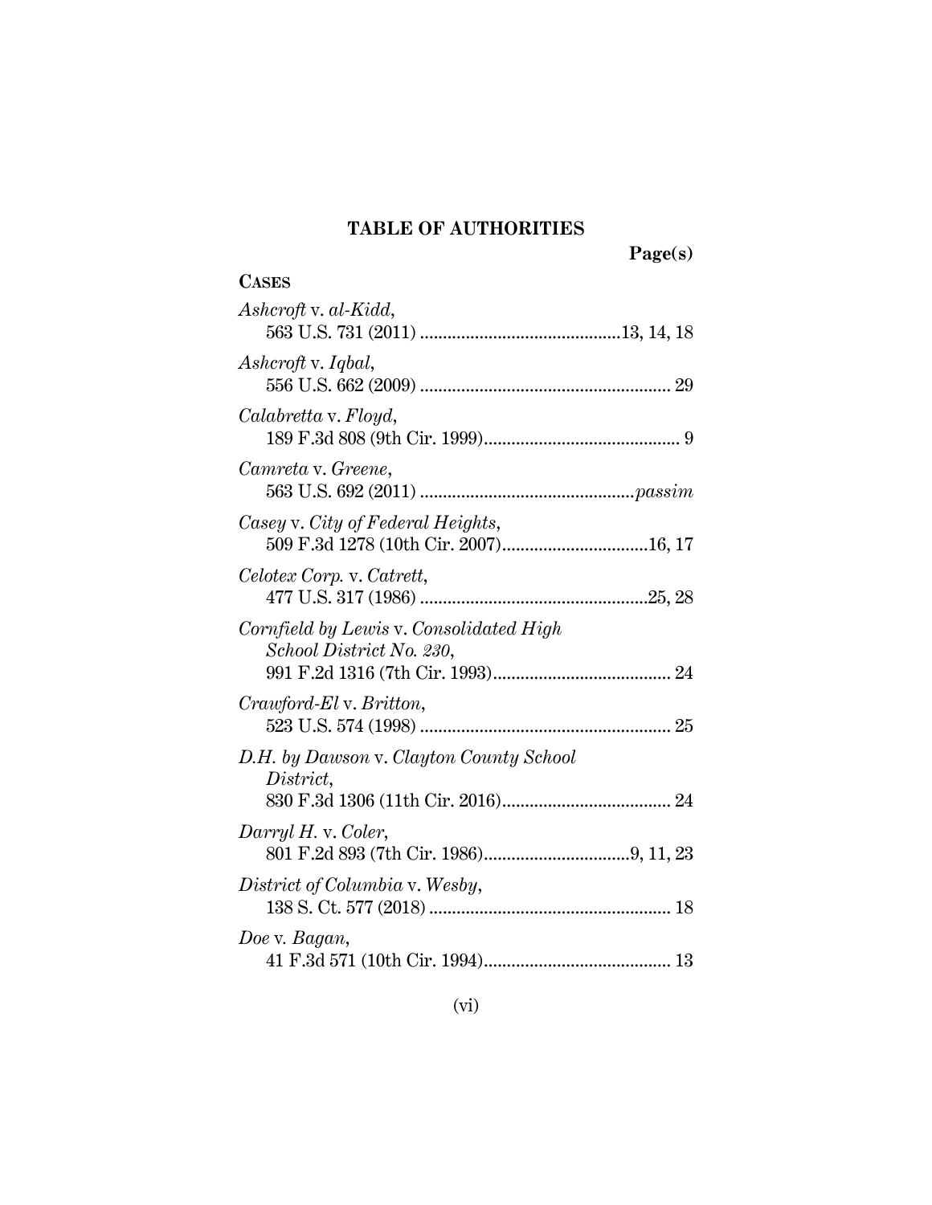# TABLE OF AUTHORITIES

**Page(s)**

**CASES**

*Ashcroft* v. *al-Kidd*,
563 U.S. 731 (2011) ............................................13, 14, 18

*Ashcroft* v. *Iqbal*,
556 U.S. 662 (2009) ...................................................... 29

*Calabretta* v. *Floyd*,
189 F.3d 808 (9th Cir. 1999)........................................... 9

*Camreta* v. *Greene*,
563 U.S. 692 (2011) ..............................................*passim*

*Casey* v. *City of Federal Heights*,
509 F.3d 1278 (10th Cir. 2007)................................16, 17

*Celotex Corp.* v. *Catrett*,
477 U.S. 317 (1986) ..................................................25, 28

*Cornfield by Lewis* v. *Consolidated High School District No. 230*,
991 F.2d 1316 (7th Cir. 1993)....................................... 24

*Crawford-El* v. *Britton*,
523 U.S. 574 (1998) ...................................................... 25

*D.H. by Dawson* v. *Clayton County School District*,
830 F.3d 1306 (11th Cir. 2016)..................................... 24

*Darryl H.* v. *Coler*,
801 F.2d 893 (7th Cir. 1986)................................9, 11, 23

*District of Columbia* v. *Wesby*,
138 S. Ct. 577 (2018) .................................................... 18

*Doe* v. *Bagan*,
41 F.3d 571 (10th Cir. 1994)......................................... 13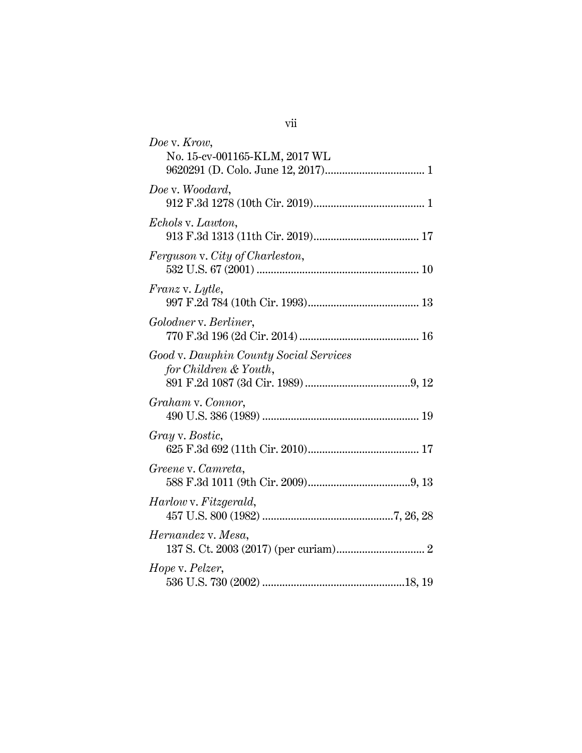*Doe* v. *Krow*,
No. 15-cv-001165-KLM, 2017 WL 9620291 (D. Colo. June 12, 2017).................................. 1

*Doe* v. *Woodard*,
912 F.3d 1278 (10th Cir. 2019)...................................... 1

*Echols* v. *Lawton*,
913 F.3d 1313 (11th Cir. 2019).................................... 17

*Ferguson* v. *City of Charleston*,
532 U.S. 67 (2001) ........................................................ 10

*Franz* v. *Lytle*,
997 F.2d 784 (10th Cir. 1993)...................................... 13

*Golodner* v. *Berliner*,
770 F.3d 196 (2d Cir. 2014) .......................................... 16

*Good* v. *Dauphin County Social Services for Children & Youth*,
891 F.2d 1087 (3d Cir. 1989) .....................................9, 12

*Graham* v. *Connor*,
490 U.S. 386 (1989) ...................................................... 19

*Gray* v. *Bostic*,
625 F.3d 692 (11th Cir. 2010)...................................... 17

*Greene* v. *Camreta*,
588 F.3d 1011 (9th Cir. 2009)....................................9, 13

*Harlow* v. *Fitzgerald*,
457 U.S. 800 (1982) .............................................7, 26, 28

*Hernandez* v. *Mesa*,
137 S. Ct. 2003 (2017) (per curiam)............................... 2

*Hope* v. *Pelzer*,
536 U.S. 730 (2002) .................................................18, 19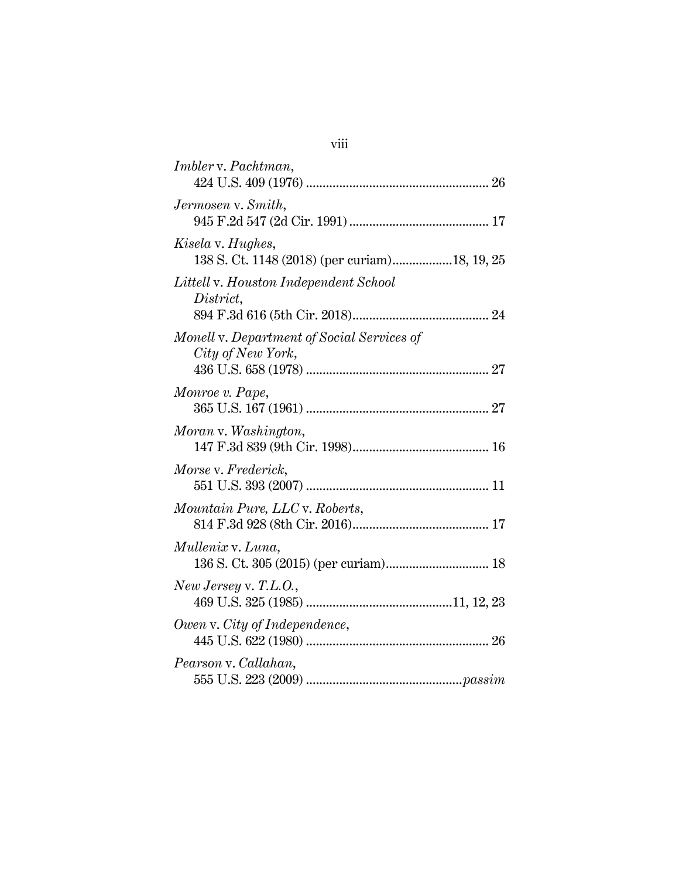*Imbler* v. *Pachtman*,
424 U.S. 409 (1976) ........................................................ 26

*Jermosen* v. *Smith*,
945 F.2d 547 (2d Cir. 1991) ........................................... 17

*Kisela* v. *Hughes*,
138 S. Ct. 1148 (2018) (per curiam)..................18, 19, 25

*Littell* v. *Houston Independent School District*,
894 F.3d 616 (5th Cir. 2018)........................................... 24

*Monell* v. *Department of Social Services of City of New York*,
436 U.S. 658 (1978) ........................................................ 27

*Monroe v. Pape*,
365 U.S. 167 (1961) ........................................................ 27

*Moran* v. *Washington*,
147 F.3d 839 (9th Cir. 1998)........................................... 16

*Morse* v. *Frederick*,
551 U.S. 393 (2007) ........................................................ 11

*Mountain Pure, LLC* v. *Roberts*,
814 F.3d 928 (8th Cir. 2016)........................................... 17

*Mullenix* v. *Luna*,
136 S. Ct. 305 (2015) (per curiam)................................ 18

*New Jersey* v. *T.L.O.*,
469 U.S. 325 (1985) ............................................11, 12, 23

*Owen* v. *City of Independence*,
445 U.S. 622 (1980) ........................................................ 26

*Pearson* v. *Callahan*,
555 U.S. 223 (2009) ...............................................*passim*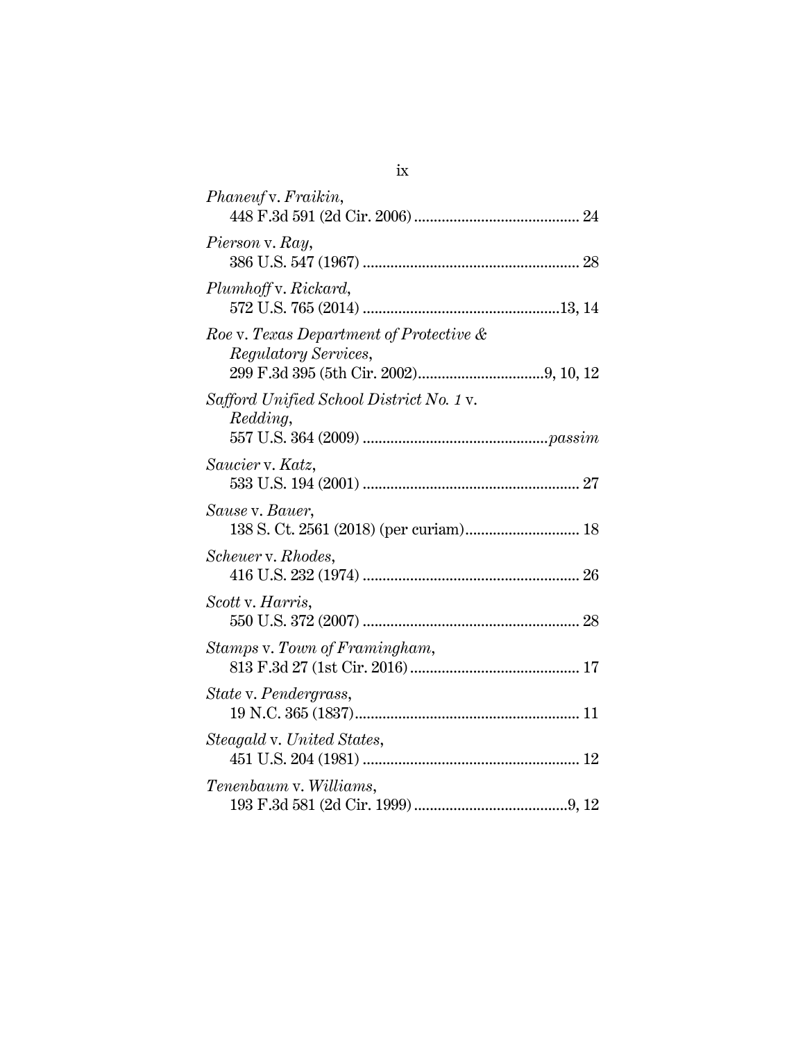*Phaneuf* v. *Fraikin*,
448 F.3d 591 (2d Cir. 2006) .......................................... 24

*Pierson* v. *Ray*,
386 U.S. 547 (1967) ...................................................... 28

*Plumhoff* v. *Rickard*,
572 U.S. 765 (2014) ..................................................13, 14

*Roe* v. *Texas Department of Protective & Regulatory Services*,
299 F.3d 395 (5th Cir. 2002)................................9, 10, 12

*Safford Unified School District No. 1* v. *Redding*,
557 U.S. 364 (2009) ...............................................*passim*

*Saucier* v. *Katz*,
533 U.S. 194 (2001) ...................................................... 27

*Sause* v. *Bauer*,
138 S. Ct. 2561 (2018) (per curiam)............................. 18

*Scheuer* v. *Rhodes*,
416 U.S. 232 (1974) ...................................................... 26

*Scott* v. *Harris*,
550 U.S. 372 (2007) ...................................................... 28

*Stamps* v. *Town of Framingham*,
813 F.3d 27 (1st Cir. 2016)........................................... 17

*State* v. *Pendergrass*,
19 N.C. 365 (1837)......................................................... 11

*Steagald* v. *United States*,
451 U.S. 204 (1981) ...................................................... 12

*Tenenbaum* v. *Williams*,
193 F.3d 581 (2d Cir. 1999).......................................9, 12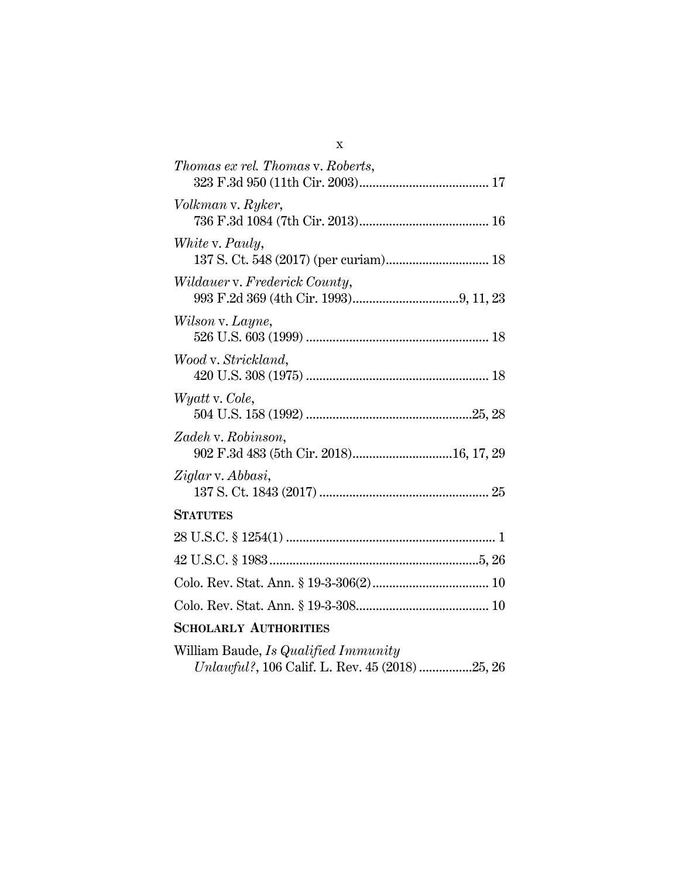*Thomas ex rel. Thomas* v. *Roberts*,
323 F.3d 950 (11th Cir. 2003)....................................... 17

*Volkman* v. *Ryker*,
736 F.3d 1084 (7th Cir. 2013)....................................... 16

*White* v. *Pauly*,
137 S. Ct. 548 (2017) (per curiam)............................... 18

*Wildauer* v. *Frederick County*,
993 F.2d 369 (4th Cir. 1993)................................9, 11, 23

*Wilson* v. *Layne*,
526 U.S. 603 (1999) ....................................................... 18

*Wood* v. *Strickland*,
420 U.S. 308 (1975) ....................................................... 18

*Wyatt* v. *Cole*,
504 U.S. 158 (1992) ..................................................25, 28

*Zadeh* v. *Robinson*,
902 F.3d 483 (5th Cir. 2018)..............................16, 17, 29

*Ziglar* v. *Abbasi*,
137 S. Ct. 1843 (2017) ................................................... 25

**STATUTES**

28 U.S.C. § 1254(1) ............................................................... 1

42 U.S.C. § 1983...............................................................5, 26

Colo. Rev. Stat. Ann. § 19-3-306(2)................................... 10

Colo. Rev. Stat. Ann. § 19-3-308........................................ 10

**SCHOLARLY AUTHORITIES**

William Baude, *Is Qualified Immunity Unlawful?*, 106 Calif. L. Rev. 45 (2018) ................25, 26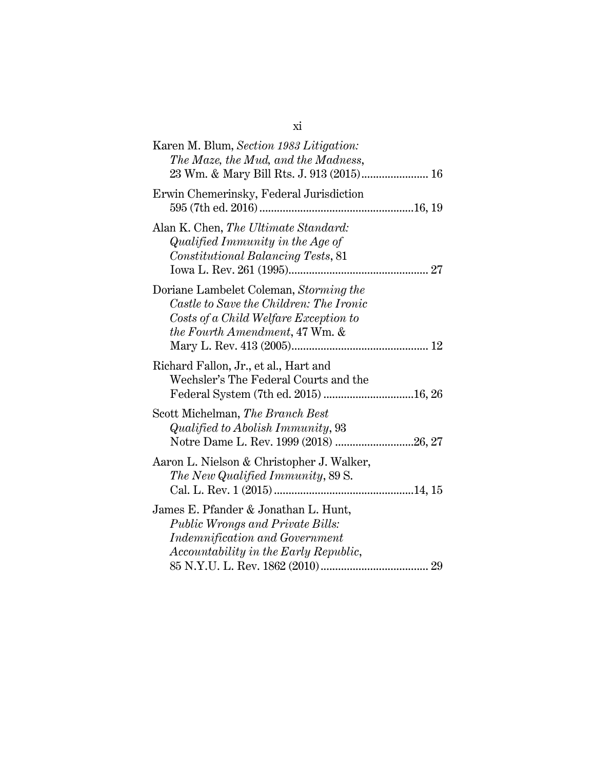Karen M. Blum, *Section 1983 Litigation: The Maze, the Mud, and the Madness*, 23 Wm. & Mary Bill Rts. J. 913 (2015)....................... 16

Erwin Chemerinsky, Federal Jurisdiction 595 (7th ed. 2016).....................................................16, 19

Alan K. Chen, *The Ultimate Standard: Qualified Immunity in the Age of Constitutional Balancing Tests*, 81 Iowa L. Rev. 261 (1995)................................................ 27

Doriane Lambelet Coleman, *Storming the Castle to Save the Children: The Ironic Costs of a Child Welfare Exception to the Fourth Amendment*, 47 Wm. & Mary L. Rev. 413 (2005).............................................. 12

Richard Fallon, Jr., et al., Hart and Wechsler's The Federal Courts and the Federal System (7th ed. 2015) ..............................16, 26

Scott Michelman, *The Branch Best Qualified to Abolish Immunity*, 93 Notre Dame L. Rev. 1999 (2018) ..........................26, 27

Aaron L. Nielson & Christopher J. Walker, *The New Qualified Immunity*, 89 S. Cal. L. Rev. 1 (2015)................................................14, 15

James E. Pfander & Jonathan L. Hunt, *Public Wrongs and Private Bills: Indemnification and Government Accountability in the Early Republic*, 85 N.Y.U. L. Rev. 1862 (2010)..................................... 29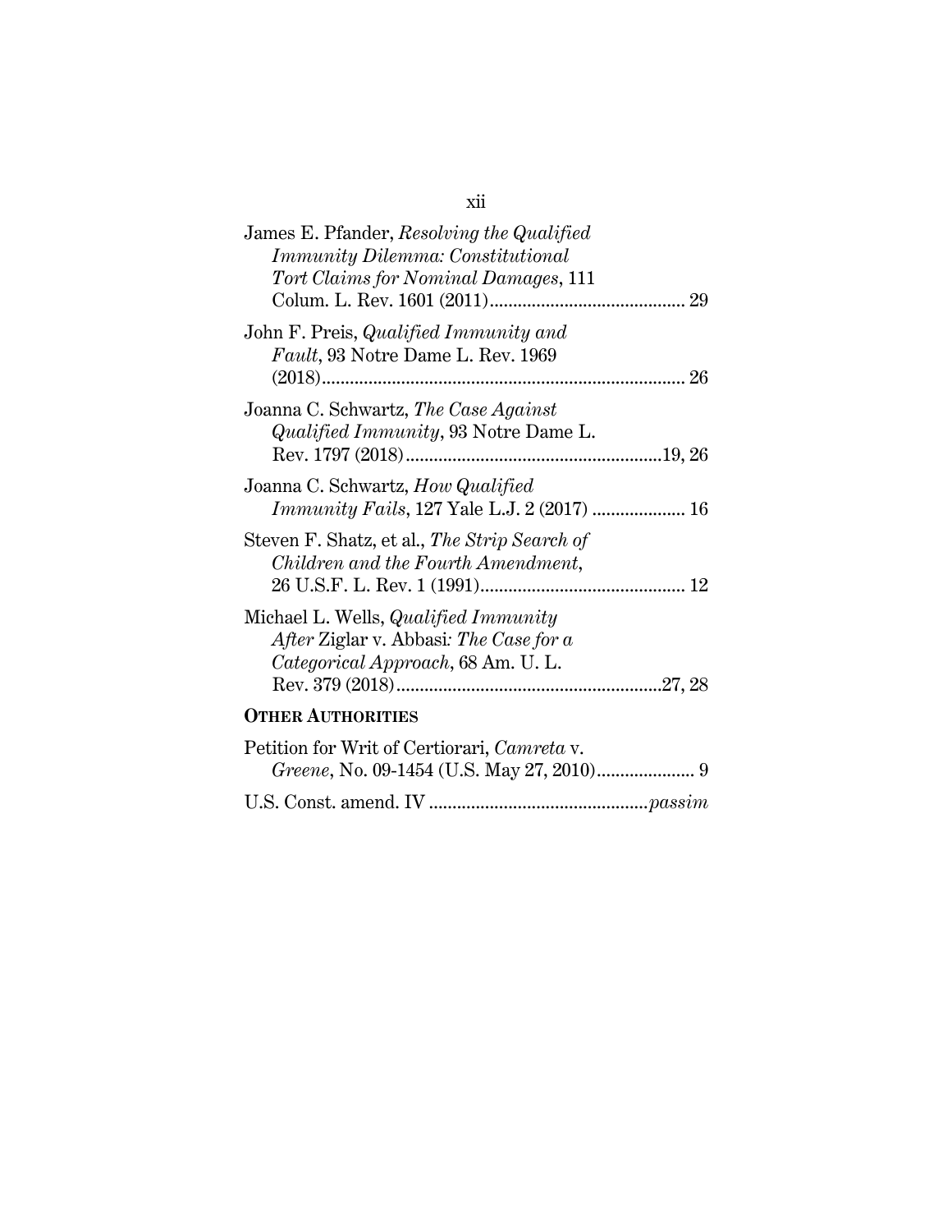James E. Pfander, *Resolving the Qualified Immunity Dilemma: Constitutional Tort Claims for Nominal Damages*, 111 Colum. L. Rev. 1601 (2011).......................................... 29

John F. Preis, *Qualified Immunity and Fault*, 93 Notre Dame L. Rev. 1969 (2018)............................................................................ 26

Joanna C. Schwartz, *The Case Against Qualified Immunity*, 93 Notre Dame L. Rev. 1797 (2018).......................................................19, 26

Joanna C. Schwartz, *How Qualified Immunity Fails*, 127 Yale L.J. 2 (2017) .................... 16

Steven F. Shatz, et al., *The Strip Search of Children and the Fourth Amendment*, 26 U.S.F. L. Rev. 1 (1991)............................................ 12

Michael L. Wells, *Qualified Immunity After* Ziglar v. Abbasi*: The Case for a Categorical Approach*, 68 Am. U. L. Rev. 379 (2018).........................................................27, 28

**OTHER AUTHORITIES**

Petition for Writ of Certiorari, *Camreta* v. *Greene*, No. 09-1454 (U.S. May 27, 2010)..................... 9

U.S. Const. amend. IV ..............................................*passim*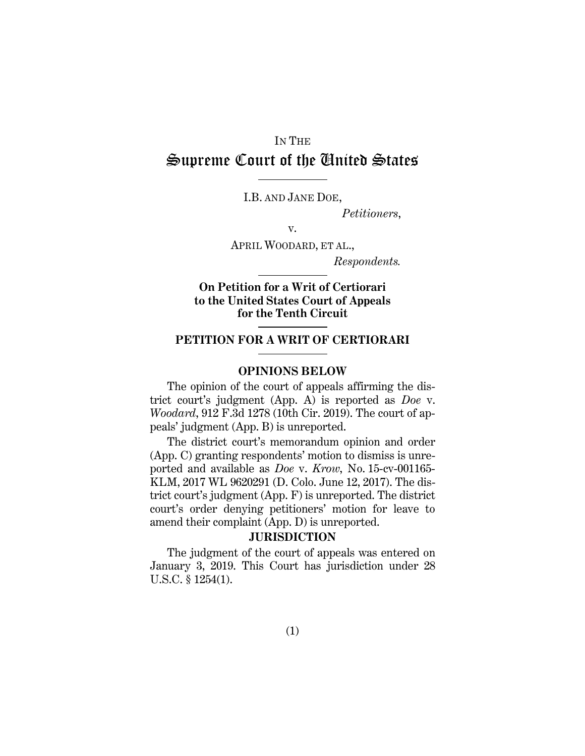IN THE

# Supreme Court of the United States

I.B. AND JANE DOE,

*Petitioners*,

v.

APRIL WOODARD, ET AL.,

*Respondents.*

**On Petition for a Writ of Certiorari to the United States Court of Appeals for the Tenth Circuit**

## PETITION FOR A WRIT OF CERTIORARI

### OPINIONS BELOW

The opinion of the court of appeals affirming the district court's judgment (App. A) is reported as *Doe* v. *Woodard*, 912 F.3d 1278 (10th Cir. 2019). The court of appeals' judgment (App. B) is unreported.

The district court's memorandum opinion and order (App. C) granting respondents' motion to dismiss is unreported and available as *Doe* v. *Krow*, No. 15-cv-001165-KLM, 2017 WL 9620291 (D. Colo. June 12, 2017). The district court's judgment (App. F) is unreported. The district court's order denying petitioners' motion for leave to amend their complaint (App. D) is unreported.

### JURISDICTION

The judgment of the court of appeals was entered on January 3, 2019. This Court has jurisdiction under 28 U.S.C. § 1254(1).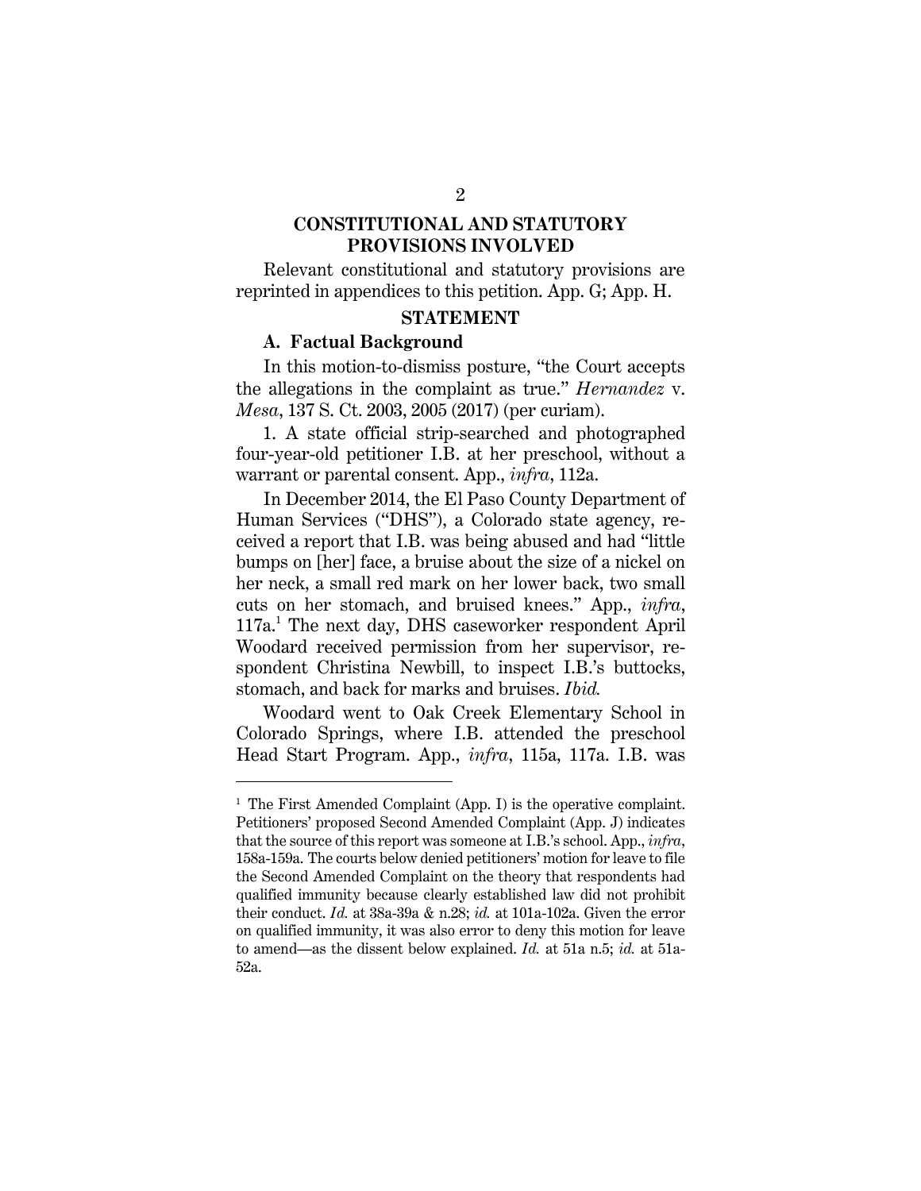## CONSTITUTIONAL AND STATUTORY PROVISIONS INVOLVED

Relevant constitutional and statutory provisions are reprinted in appendices to this petition. App. G; App. H.

## STATEMENT

### A. Factual Background

In this motion-to-dismiss posture, "the Court accepts the allegations in the complaint as true." *Hernandez* v. *Mesa*, 137 S. Ct. 2003, 2005 (2017) (per curiam).

1. A state official strip-searched and photographed four-year-old petitioner I.B. at her preschool, without a warrant or parental consent. App., *infra*, 112a.

In December 2014, the El Paso County Department of Human Services ("DHS"), a Colorado state agency, received a report that I.B. was being abused and had "little bumps on [her] face, a bruise about the size of a nickel on her neck, a small red mark on her lower back, two small cuts on her stomach, and bruised knees." App., *infra*, 117a.[1] The next day, DHS caseworker respondent April Woodard received permission from her supervisor, respondent Christina Newbill, to inspect I.B.'s buttocks, stomach, and back for marks and bruises. *Ibid.*

Woodard went to Oak Creek Elementary School in Colorado Springs, where I.B. attended the preschool Head Start Program. App., *infra*, 115a, 117a. I.B. was

---

[1] The First Amended Complaint (App. I) is the operative complaint. Petitioners' proposed Second Amended Complaint (App. J) indicates that the source of this report was someone at I.B.'s school. App., *infra*, 158a-159a. The courts below denied petitioners' motion for leave to file the Second Amended Complaint on the theory that respondents had qualified immunity because clearly established law did not prohibit their conduct. *Id.* at 38a-39a & n.28; *id.* at 101a-102a. Given the error on qualified immunity, it was also error to deny this motion for leave to amend—as the dissent below explained. *Id.* at 51a n.5; *id.* at 51a-52a.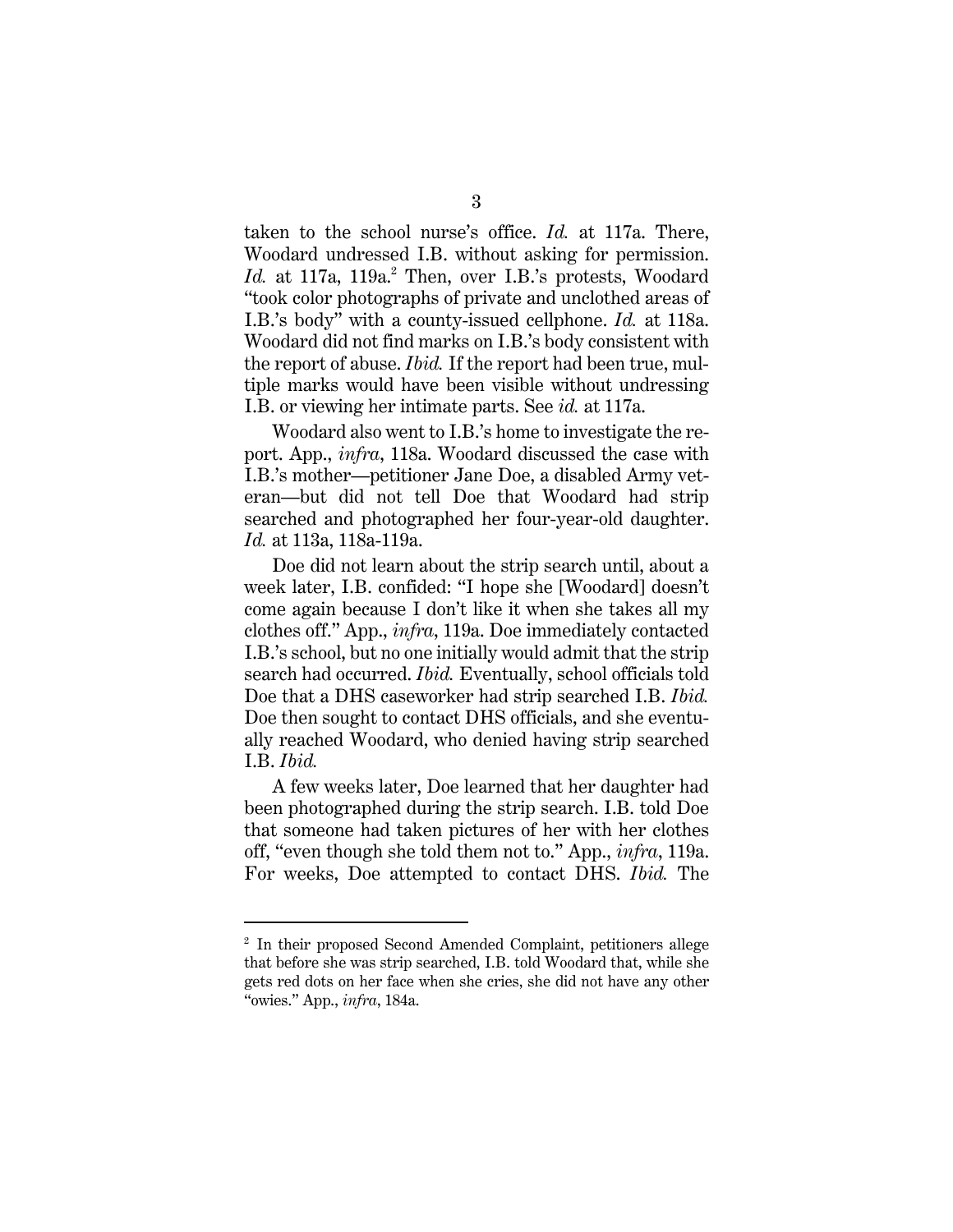taken to the school nurse's office. *Id.* at 117a. There, Woodard undressed I.B. without asking for permission. *Id.* at 117a, 119a.[2] Then, over I.B.'s protests, Woodard "took color photographs of private and unclothed areas of I.B.'s body" with a county-issued cellphone. *Id.* at 118a. Woodard did not find marks on I.B.'s body consistent with the report of abuse. *Ibid.* If the report had been true, multiple marks would have been visible without undressing I.B. or viewing her intimate parts. See *id.* at 117a.

Woodard also went to I.B.'s home to investigate the report. App., *infra*, 118a. Woodard discussed the case with I.B.'s mother—petitioner Jane Doe, a disabled Army veteran—but did not tell Doe that Woodard had strip searched and photographed her four-year-old daughter. *Id.* at 113a, 118a-119a.

Doe did not learn about the strip search until, about a week later, I.B. confided: "I hope she [Woodard] doesn't come again because I don't like it when she takes all my clothes off." App., *infra*, 119a. Doe immediately contacted I.B.'s school, but no one initially would admit that the strip search had occurred. *Ibid.* Eventually, school officials told Doe that a DHS caseworker had strip searched I.B. *Ibid.* Doe then sought to contact DHS officials, and she eventually reached Woodard, who denied having strip searched I.B. *Ibid.*

A few weeks later, Doe learned that her daughter had been photographed during the strip search. I.B. told Doe that someone had taken pictures of her with her clothes off, "even though she told them not to." App., *infra*, 119a. For weeks, Doe attempted to contact DHS. *Ibid.* The

---

[2] In their proposed Second Amended Complaint, petitioners allege that before she was strip searched, I.B. told Woodard that, while she gets red dots on her face when she cries, she did not have any other "owies." App., *infra*, 184a.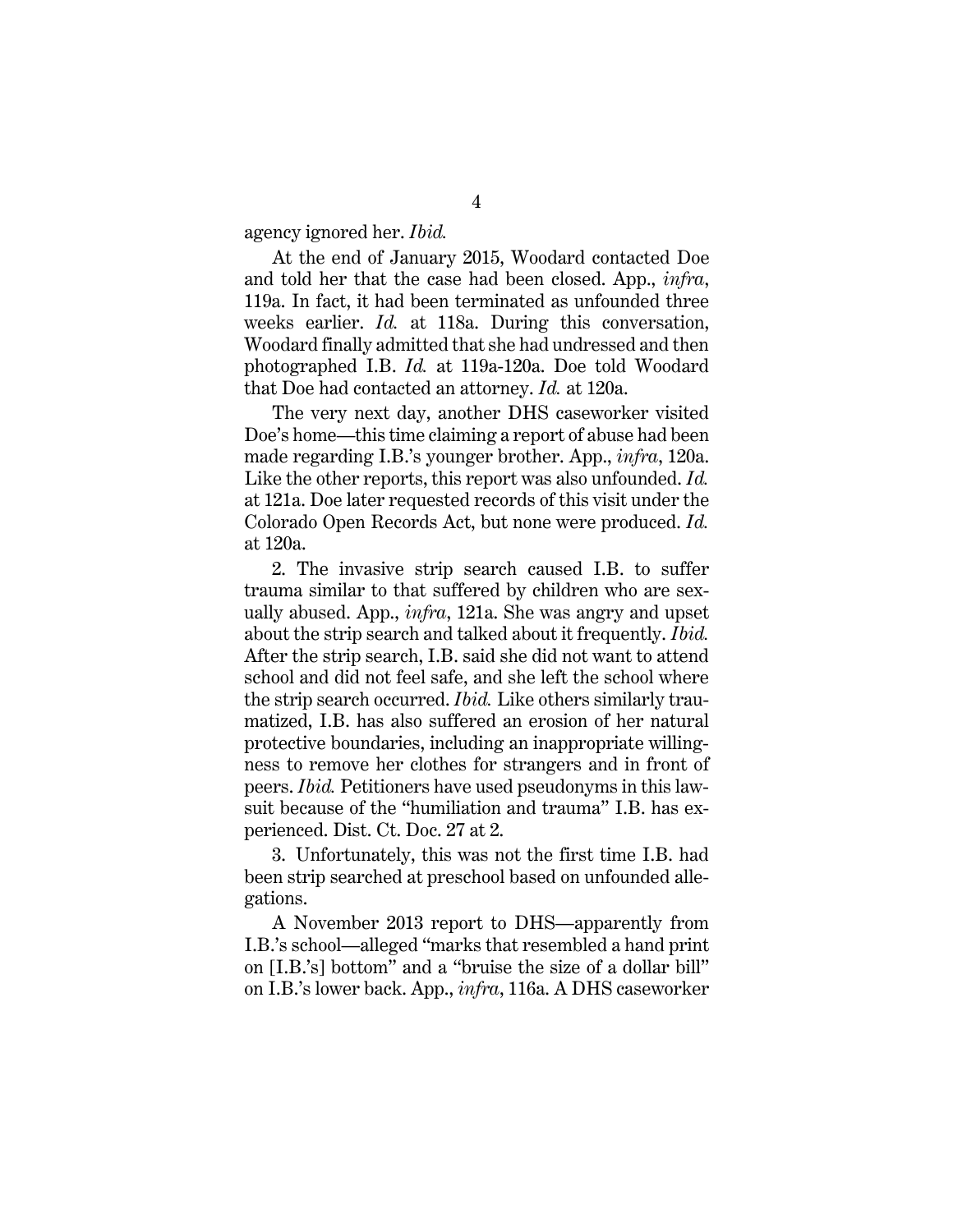agency ignored her. *Ibid.*

At the end of January 2015, Woodard contacted Doe and told her that the case had been closed. App., *infra*, 119a. In fact, it had been terminated as unfounded three weeks earlier. *Id.* at 118a. During this conversation, Woodard finally admitted that she had undressed and then photographed I.B. *Id.* at 119a-120a. Doe told Woodard that Doe had contacted an attorney. *Id.* at 120a.

The very next day, another DHS caseworker visited Doe's home—this time claiming a report of abuse had been made regarding I.B.'s younger brother. App., *infra*, 120a. Like the other reports, this report was also unfounded. *Id.* at 121a. Doe later requested records of this visit under the Colorado Open Records Act, but none were produced. *Id.* at 120a.

2. The invasive strip search caused I.B. to suffer trauma similar to that suffered by children who are sexually abused. App., *infra*, 121a. She was angry and upset about the strip search and talked about it frequently. *Ibid.* After the strip search, I.B. said she did not want to attend school and did not feel safe, and she left the school where the strip search occurred. *Ibid.* Like others similarly traumatized, I.B. has also suffered an erosion of her natural protective boundaries, including an inappropriate willingness to remove her clothes for strangers and in front of peers. *Ibid.* Petitioners have used pseudonyms in this lawsuit because of the "humiliation and trauma" I.B. has experienced. Dist. Ct. Doc. 27 at 2.

3. Unfortunately, this was not the first time I.B. had been strip searched at preschool based on unfounded allegations.

A November 2013 report to DHS—apparently from I.B.'s school—alleged "marks that resembled a hand print on [I.B.'s] bottom" and a "bruise the size of a dollar bill" on I.B.'s lower back. App., *infra*, 116a. A DHS caseworker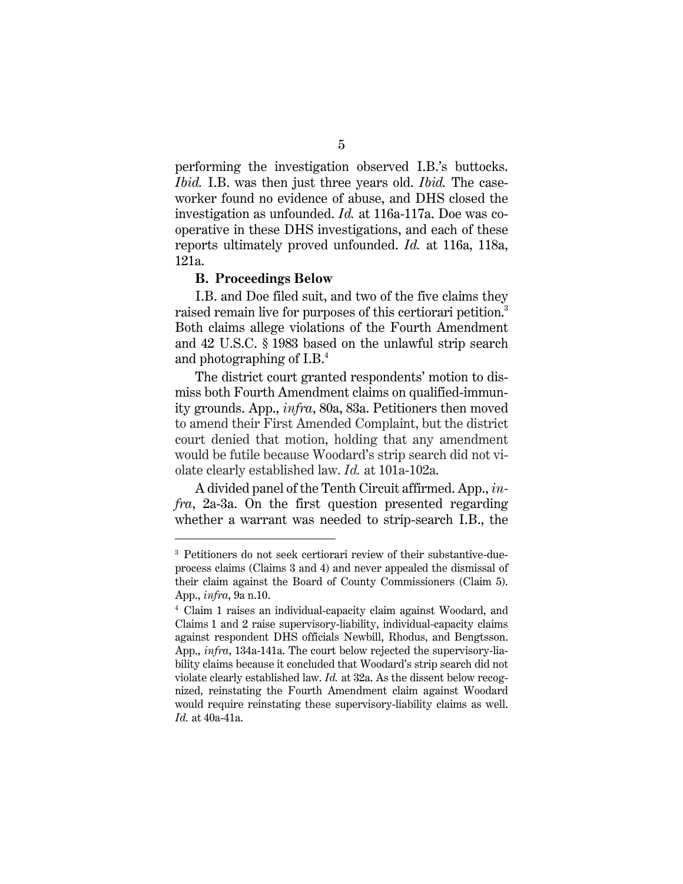performing the investigation observed I.B.'s buttocks. *Ibid.* I.B. was then just three years old. *Ibid.* The caseworker found no evidence of abuse, and DHS closed the investigation as unfounded. *Id.* at 116a-117a. Doe was cooperative in these DHS investigations, and each of these reports ultimately proved unfounded. *Id.* at 116a, 118a, 121a.

### B. Proceedings Below

I.B. and Doe filed suit, and two of the five claims they raised remain live for purposes of this certiorari petition.[3] Both claims allege violations of the Fourth Amendment and 42 U.S.C. § 1983 based on the unlawful strip search and photographing of I.B.[4]

The district court granted respondents' motion to dismiss both Fourth Amendment claims on qualified-immunity grounds. App., *infra*, 80a, 83a. Petitioners then moved to amend their First Amended Complaint, but the district court denied that motion, holding that any amendment would be futile because Woodard's strip search did not violate clearly established law. *Id.* at 101a-102a.

A divided panel of the Tenth Circuit affirmed. App., *infra*, 2a-3a. On the first question presented regarding whether a warrant was needed to strip-search I.B., the

---

[3] Petitioners do not seek certiorari review of their substantive-due-process claims (Claims 3 and 4) and never appealed the dismissal of their claim against the Board of County Commissioners (Claim 5). App., *infra*, 9a n.10.

[4] Claim 1 raises an individual-capacity claim against Woodard, and Claims 1 and 2 raise supervisory-liability, individual-capacity claims against respondent DHS officials Newbill, Rhodus, and Bengtsson. App., *infra*, 134a-141a. The court below rejected the supervisory-liability claims because it concluded that Woodard's strip search did not violate clearly established law. *Id.* at 32a. As the dissent below recognized, reinstating the Fourth Amendment claim against Woodard would require reinstating these supervisory-liability claims as well. *Id.* at 40a-41a.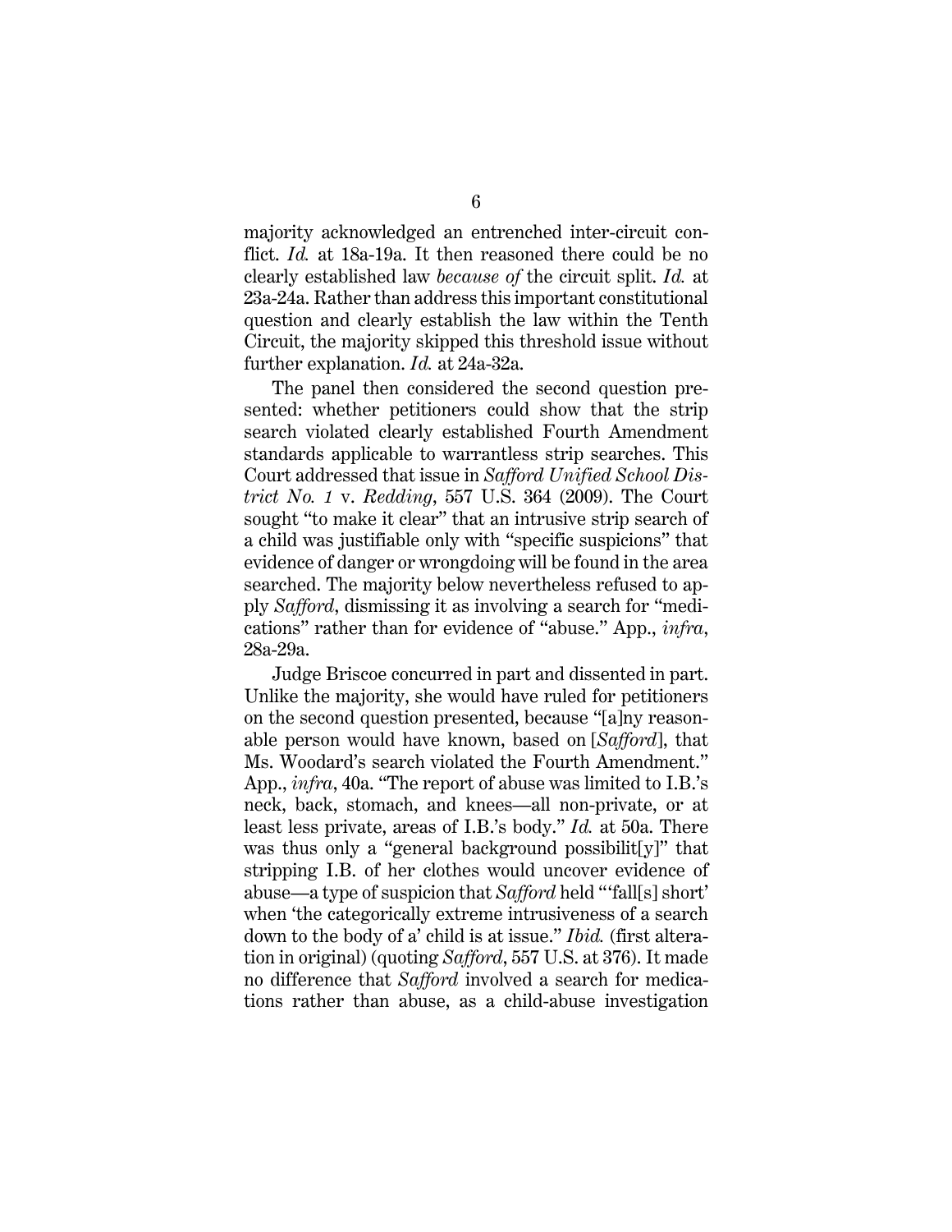majority acknowledged an entrenched inter-circuit conflict. *Id.* at 18a-19a. It then reasoned there could be no clearly established law *because of* the circuit split. *Id.* at 23a-24a. Rather than address this important constitutional question and clearly establish the law within the Tenth Circuit, the majority skipped this threshold issue without further explanation. *Id.* at 24a-32a.

The panel then considered the second question presented: whether petitioners could show that the strip search violated clearly established Fourth Amendment standards applicable to warrantless strip searches. This Court addressed that issue in *Safford Unified School District No. 1* v. *Redding*, 557 U.S. 364 (2009). The Court sought "to make it clear" that an intrusive strip search of a child was justifiable only with "specific suspicions" that evidence of danger or wrongdoing will be found in the area searched. The majority below nevertheless refused to apply *Safford*, dismissing it as involving a search for "medications" rather than for evidence of "abuse." App., *infra*, 28a-29a.

Judge Briscoe concurred in part and dissented in part. Unlike the majority, she would have ruled for petitioners on the second question presented, because "[a]ny reasonable person would have known, based on [*Safford*], that Ms. Woodard's search violated the Fourth Amendment." App., *infra*, 40a. "The report of abuse was limited to I.B.'s neck, back, stomach, and knees—all non-private, or at least less private, areas of I.B.'s body." *Id.* at 50a. There was thus only a "general background possibilit[y]" that stripping I.B. of her clothes would uncover evidence of abuse—a type of suspicion that *Safford* held "'fall[s] short' when 'the categorically extreme intrusiveness of a search down to the body of a' child is at issue." *Ibid.* (first alteration in original) (quoting *Safford*, 557 U.S. at 376). It made no difference that *Safford* involved a search for medications rather than abuse, as a child-abuse investigation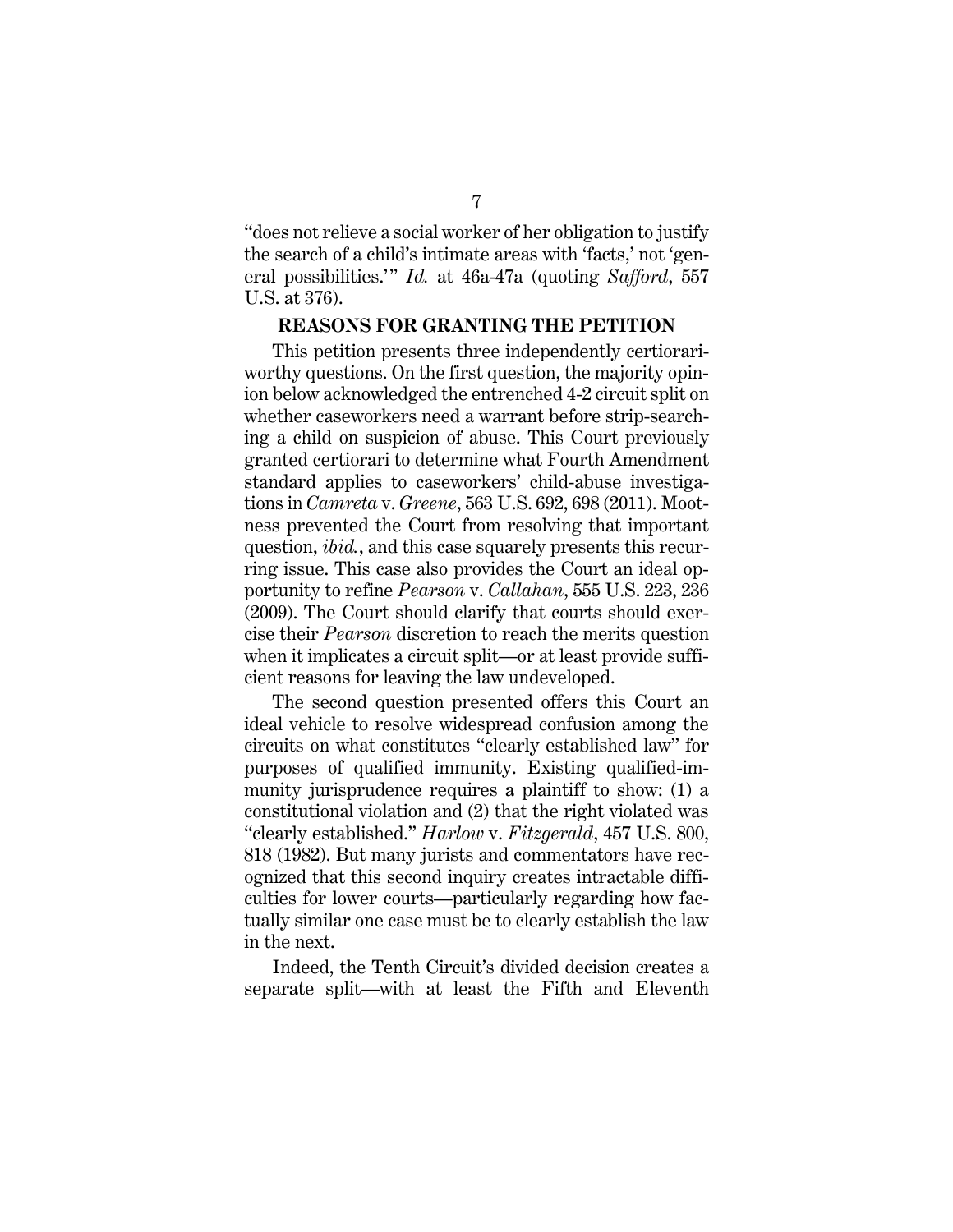"does not relieve a social worker of her obligation to justify the search of a child's intimate areas with 'facts,' not 'general possibilities.'" *Id.* at 46a-47a (quoting *Safford*, 557 U.S. at 376).

## REASONS FOR GRANTING THE PETITION

This petition presents three independently certiorari-worthy questions. On the first question, the majority opinion below acknowledged the entrenched 4-2 circuit split on whether caseworkers need a warrant before strip-searching a child on suspicion of abuse. This Court previously granted certiorari to determine what Fourth Amendment standard applies to caseworkers' child-abuse investigations in *Camreta* v. *Greene*, 563 U.S. 692, 698 (2011). Mootness prevented the Court from resolving that important question, *ibid.*, and this case squarely presents this recurring issue. This case also provides the Court an ideal opportunity to refine *Pearson* v. *Callahan*, 555 U.S. 223, 236 (2009). The Court should clarify that courts should exercise their *Pearson* discretion to reach the merits question when it implicates a circuit split—or at least provide sufficient reasons for leaving the law undeveloped.

The second question presented offers this Court an ideal vehicle to resolve widespread confusion among the circuits on what constitutes "clearly established law" for purposes of qualified immunity. Existing qualified-immunity jurisprudence requires a plaintiff to show: (1) a constitutional violation and (2) that the right violated was "clearly established." *Harlow* v. *Fitzgerald*, 457 U.S. 800, 818 (1982). But many jurists and commentators have recognized that this second inquiry creates intractable difficulties for lower courts—particularly regarding how factually similar one case must be to clearly establish the law in the next.

Indeed, the Tenth Circuit's divided decision creates a separate split—with at least the Fifth and Eleventh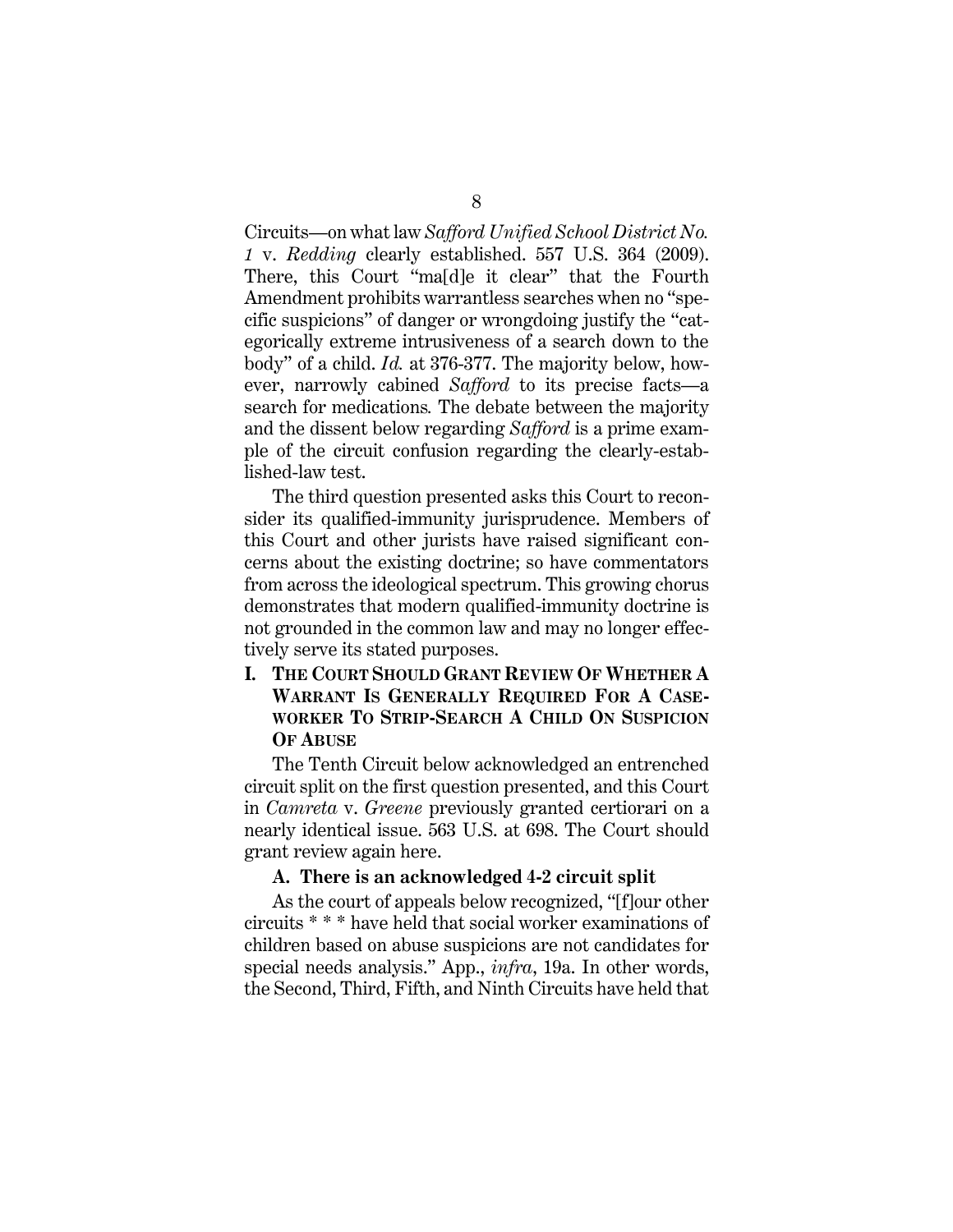Circuits—on what law *Safford Unified School District No. 1* v. *Redding* clearly established. 557 U.S. 364 (2009). There, this Court "ma[d]e it clear" that the Fourth Amendment prohibits warrantless searches when no "specific suspicions" of danger or wrongdoing justify the "categorically extreme intrusiveness of a search down to the body" of a child. *Id.* at 376-377. The majority below, however, narrowly cabined *Safford* to its precise facts—a search for medications. The debate between the majority and the dissent below regarding *Safford* is a prime example of the circuit confusion regarding the clearly-established-law test.

The third question presented asks this Court to reconsider its qualified-immunity jurisprudence. Members of this Court and other jurists have raised significant concerns about the existing doctrine; so have commentators from across the ideological spectrum. This growing chorus demonstrates that modern qualified-immunity doctrine is not grounded in the common law and may no longer effectively serve its stated purposes.

## I. The Court Should Grant Review Of Whether A Warrant Is Generally Required For A Caseworker To Strip-Search A Child On Suspicion Of Abuse

The Tenth Circuit below acknowledged an entrenched circuit split on the first question presented, and this Court in *Camreta* v. *Greene* previously granted certiorari on a nearly identical issue. 563 U.S. at 698. The Court should grant review again here.

### A. There is an acknowledged 4-2 circuit split

As the court of appeals below recognized, "[f]our other circuits * * * have held that social worker examinations of children based on abuse suspicions are not candidates for special needs analysis." App., *infra*, 19a. In other words, the Second, Third, Fifth, and Ninth Circuits have held that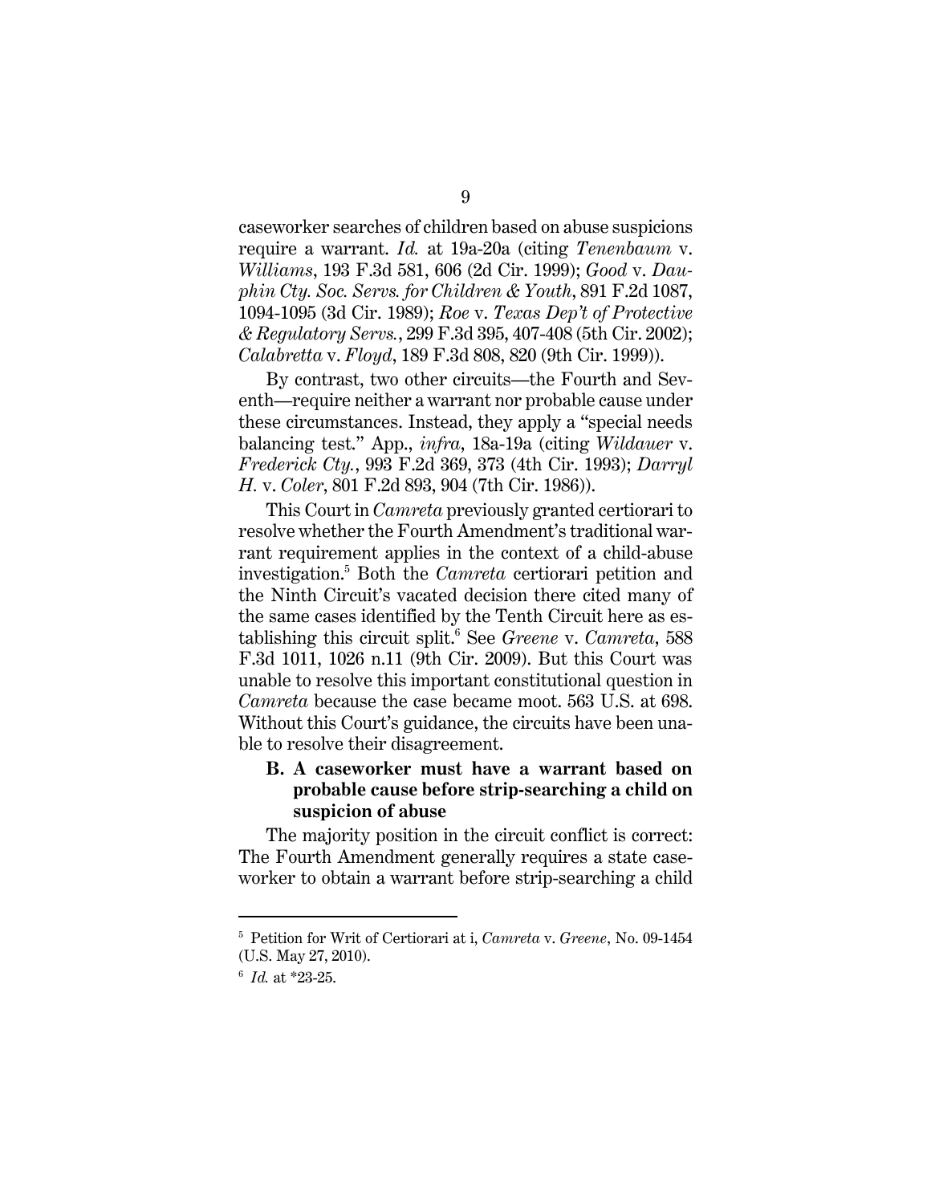caseworker searches of children based on abuse suspicions require a warrant. *Id.* at 19a-20a (citing *Tenenbaum* v. *Williams*, 193 F.3d 581, 606 (2d Cir. 1999); *Good* v. *Dauphin Cty. Soc. Servs. for Children & Youth*, 891 F.2d 1087, 1094-1095 (3d Cir. 1989); *Roe* v. *Texas Dep't of Protective & Regulatory Servs.*, 299 F.3d 395, 407-408 (5th Cir. 2002); *Calabretta* v. *Floyd*, 189 F.3d 808, 820 (9th Cir. 1999)).

By contrast, two other circuits—the Fourth and Seventh—require neither a warrant nor probable cause under these circumstances. Instead, they apply a "special needs balancing test." App., *infra*, 18a-19a (citing *Wildauer* v. *Frederick Cty.*, 993 F.2d 369, 373 (4th Cir. 1993); *Darryl H.* v. *Coler*, 801 F.2d 893, 904 (7th Cir. 1986)).

This Court in *Camreta* previously granted certiorari to resolve whether the Fourth Amendment's traditional warrant requirement applies in the context of a child-abuse investigation.[5] Both the *Camreta* certiorari petition and the Ninth Circuit's vacated decision there cited many of the same cases identified by the Tenth Circuit here as establishing this circuit split.[6] See *Greene* v. *Camreta*, 588 F.3d 1011, 1026 n.11 (9th Cir. 2009). But this Court was unable to resolve this important constitutional question in *Camreta* because the case became moot. 563 U.S. at 698. Without this Court's guidance, the circuits have been unable to resolve their disagreement.

### B. A caseworker must have a warrant based on probable cause before strip-searching a child on suspicion of abuse

The majority position in the circuit conflict is correct: The Fourth Amendment generally requires a state caseworker to obtain a warrant before strip-searching a child

---

[5] Petition for Writ of Certiorari at i, *Camreta* v. *Greene*, No. 09-1454 (U.S. May 27, 2010).

[6] *Id.* at *23-25.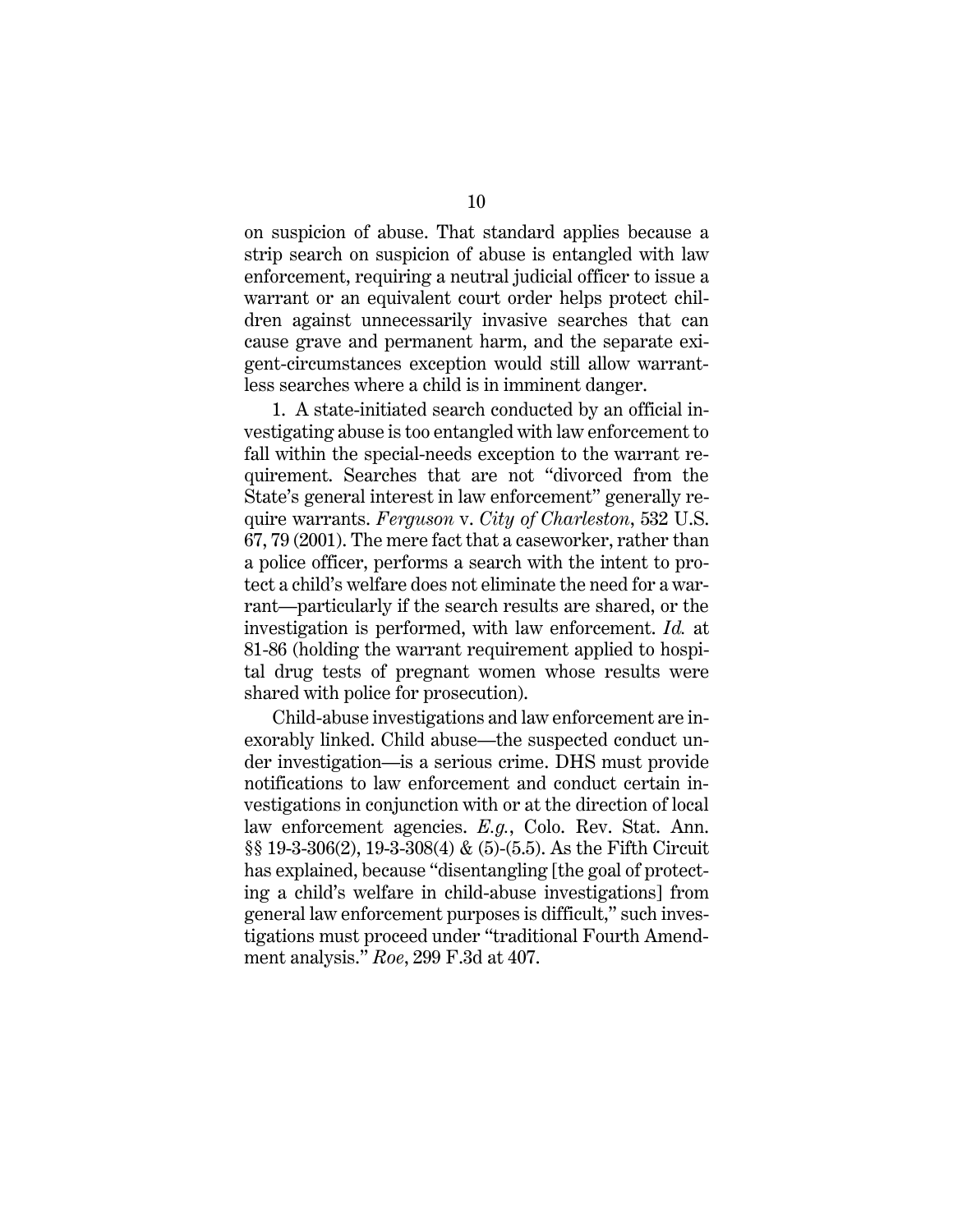on suspicion of abuse. That standard applies because a strip search on suspicion of abuse is entangled with law enforcement, requiring a neutral judicial officer to issue a warrant or an equivalent court order helps protect children against unnecessarily invasive searches that can cause grave and permanent harm, and the separate exigent-circumstances exception would still allow warrantless searches where a child is in imminent danger.

1. A state-initiated search conducted by an official investigating abuse is too entangled with law enforcement to fall within the special-needs exception to the warrant requirement. Searches that are not "divorced from the State's general interest in law enforcement" generally require warrants. *Ferguson* v. *City of Charleston*, 532 U.S. 67, 79 (2001). The mere fact that a caseworker, rather than a police officer, performs a search with the intent to protect a child's welfare does not eliminate the need for a warrant—particularly if the search results are shared, or the investigation is performed, with law enforcement. *Id.* at 81-86 (holding the warrant requirement applied to hospital drug tests of pregnant women whose results were shared with police for prosecution).

Child-abuse investigations and law enforcement are inexorably linked. Child abuse—the suspected conduct under investigation—is a serious crime. DHS must provide notifications to law enforcement and conduct certain investigations in conjunction with or at the direction of local law enforcement agencies. *E.g.*, Colo. Rev. Stat. Ann. §§ 19-3-306(2), 19-3-308(4) & (5)-(5.5). As the Fifth Circuit has explained, because "disentangling [the goal of protecting a child's welfare in child-abuse investigations] from general law enforcement purposes is difficult," such investigations must proceed under "traditional Fourth Amendment analysis." *Roe*, 299 F.3d at 407.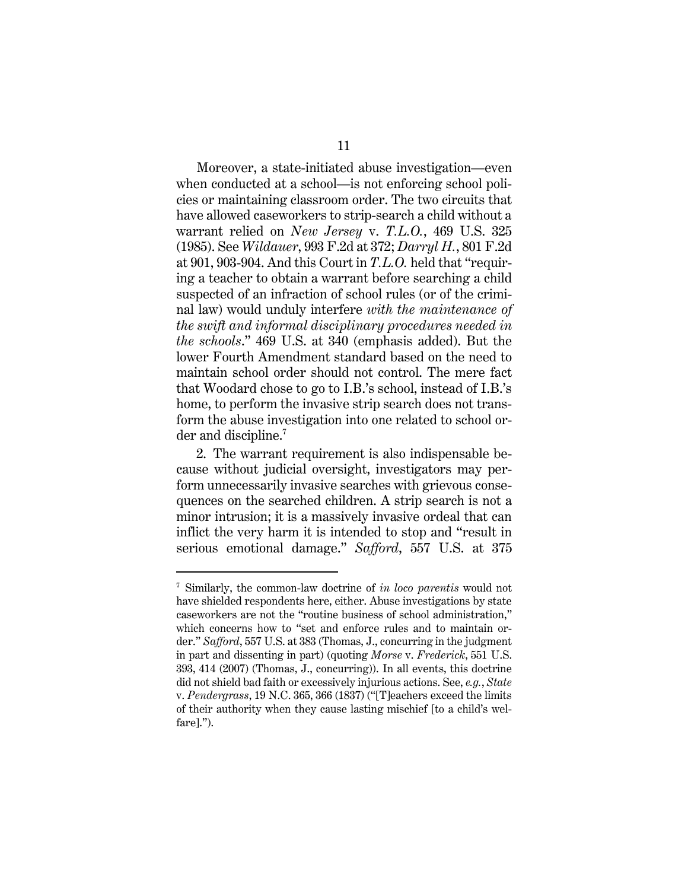Moreover, a state-initiated abuse investigation—even when conducted at a school—is not enforcing school policies or maintaining classroom order. The two circuits that have allowed caseworkers to strip-search a child without a warrant relied on *New Jersey* v. *T.L.O.*, 469 U.S. 325 (1985). See *Wildauer*, 993 F.2d at 372; *Darryl H.*, 801 F.2d at 901, 903-904. And this Court in *T.L.O.* held that "requiring a teacher to obtain a warrant before searching a child suspected of an infraction of school rules (or of the criminal law) would unduly interfere *with the maintenance of the swift and informal disciplinary procedures needed in the schools*." 469 U.S. at 340 (emphasis added). But the lower Fourth Amendment standard based on the need to maintain school order should not control. The mere fact that Woodard chose to go to I.B.'s school, instead of I.B.'s home, to perform the invasive strip search does not transform the abuse investigation into one related to school order and discipline.[7]

2. The warrant requirement is also indispensable because without judicial oversight, investigators may perform unnecessarily invasive searches with grievous consequences on the searched children. A strip search is not a minor intrusion; it is a massively invasive ordeal that can inflict the very harm it is intended to stop and "result in serious emotional damage." *Safford*, 557 U.S. at 375

---

[7] Similarly, the common-law doctrine of *in loco parentis* would not have shielded respondents here, either. Abuse investigations by state caseworkers are not the "routine business of school administration," which concerns how to "set and enforce rules and to maintain order." *Safford*, 557 U.S. at 383 (Thomas, J., concurring in the judgment in part and dissenting in part) (quoting *Morse* v. *Frederick*, 551 U.S. 393, 414 (2007) (Thomas, J., concurring)). In all events, this doctrine did not shield bad faith or excessively injurious actions. See, *e.g.*, *State* v. *Pendergrass*, 19 N.C. 365, 366 (1837) ("[T]eachers exceed the limits of their authority when they cause lasting mischief [to a child's welfare].").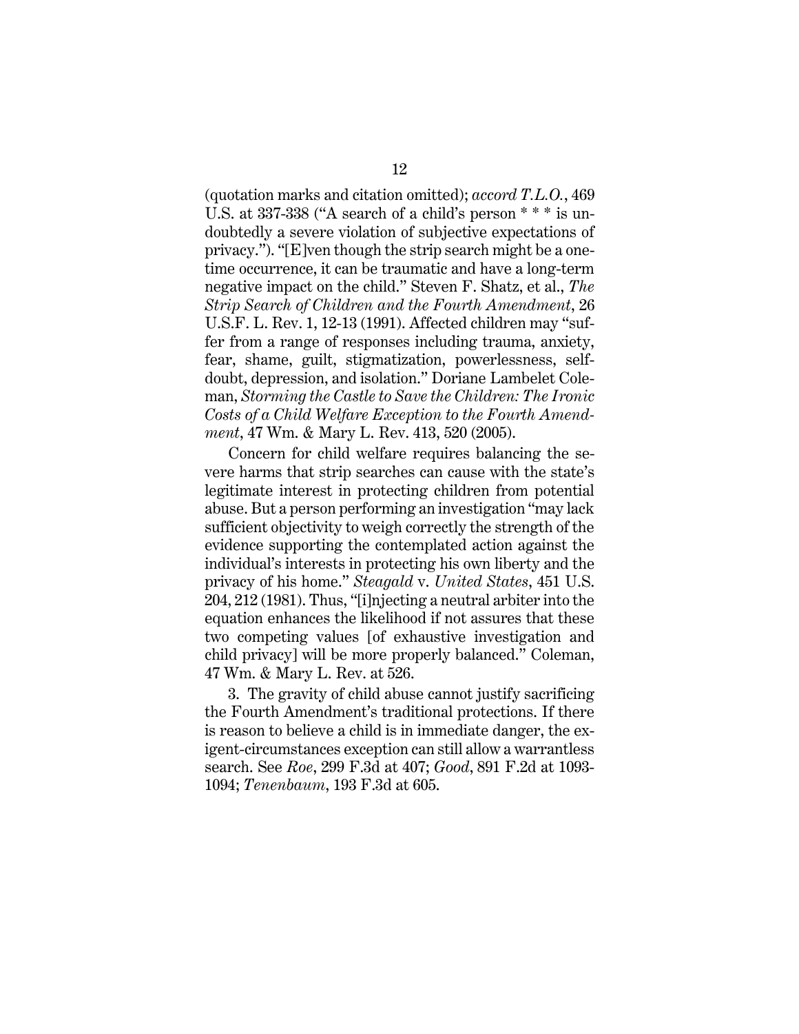(quotation marks and citation omitted); *accord T.L.O.*, 469 U.S. at 337-338 ("A search of a child's person * * * is undoubtedly a severe violation of subjective expectations of privacy."). "[E]ven though the strip search might be a one-time occurrence, it can be traumatic and have a long-term negative impact on the child." Steven F. Shatz, et al., *The Strip Search of Children and the Fourth Amendment*, 26 U.S.F. L. Rev. 1, 12-13 (1991). Affected children may "suffer from a range of responses including trauma, anxiety, fear, shame, guilt, stigmatization, powerlessness, self-doubt, depression, and isolation." Doriane Lambelet Coleman, *Storming the Castle to Save the Children: The Ironic Costs of a Child Welfare Exception to the Fourth Amendment*, 47 Wm. & Mary L. Rev. 413, 520 (2005).

Concern for child welfare requires balancing the severe harms that strip searches can cause with the state's legitimate interest in protecting children from potential abuse. But a person performing an investigation "may lack sufficient objectivity to weigh correctly the strength of the evidence supporting the contemplated action against the individual's interests in protecting his own liberty and the privacy of his home." *Steagald* v. *United States*, 451 U.S. 204, 212 (1981). Thus, "[i]njecting a neutral arbiter into the equation enhances the likelihood if not assures that these two competing values [of exhaustive investigation and child privacy] will be more properly balanced." Coleman, 47 Wm. & Mary L. Rev. at 526.

3. The gravity of child abuse cannot justify sacrificing the Fourth Amendment's traditional protections. If there is reason to believe a child is in immediate danger, the exigent-circumstances exception can still allow a warrantless search. See *Roe*, 299 F.3d at 407; *Good*, 891 F.2d at 1093-1094; *Tenenbaum*, 193 F.3d at 605.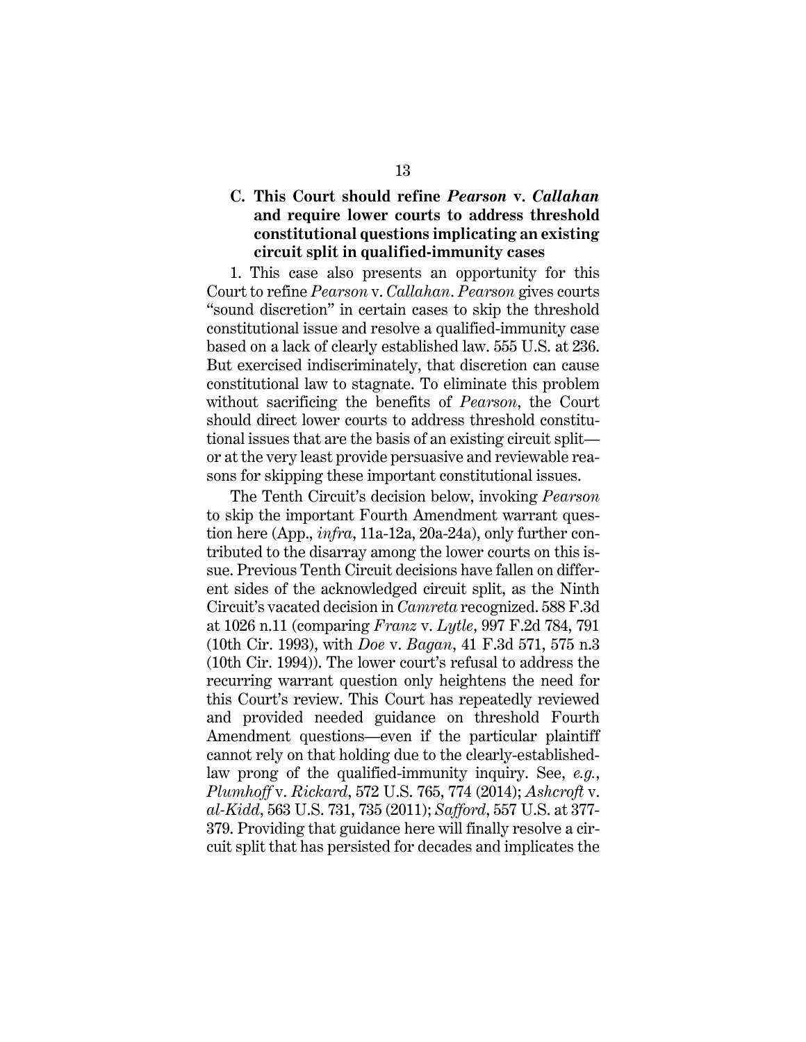### C. This Court should refine *Pearson* v. *Callahan* and require lower courts to address threshold constitutional questions implicating an existing circuit split in qualified-immunity cases

1. This case also presents an opportunity for this Court to refine *Pearson* v. *Callahan*. *Pearson* gives courts "sound discretion" in certain cases to skip the threshold constitutional issue and resolve a qualified-immunity case based on a lack of clearly established law. 555 U.S. at 236. But exercised indiscriminately, that discretion can cause constitutional law to stagnate. To eliminate this problem without sacrificing the benefits of *Pearson*, the Court should direct lower courts to address threshold constitutional issues that are the basis of an existing circuit split—or at the very least provide persuasive and reviewable reasons for skipping these important constitutional issues.

The Tenth Circuit's decision below, invoking *Pearson* to skip the important Fourth Amendment warrant question here (App., *infra*, 11a-12a, 20a-24a), only further contributed to the disarray among the lower courts on this issue. Previous Tenth Circuit decisions have fallen on different sides of the acknowledged circuit split, as the Ninth Circuit's vacated decision in *Camreta* recognized. 588 F.3d at 1026 n.11 (comparing *Franz* v. *Lytle*, 997 F.2d 784, 791 (10th Cir. 1993), with *Doe* v. *Bagan*, 41 F.3d 571, 575 n.3 (10th Cir. 1994)). The lower court's refusal to address the recurring warrant question only heightens the need for this Court's review. This Court has repeatedly reviewed and provided needed guidance on threshold Fourth Amendment questions—even if the particular plaintiff cannot rely on that holding due to the clearly-established-law prong of the qualified-immunity inquiry. See, *e.g.*, *Plumhoff* v. *Rickard*, 572 U.S. 765, 774 (2014); *Ashcroft* v. *al-Kidd*, 563 U.S. 731, 735 (2011); *Safford*, 557 U.S. at 377-379. Providing that guidance here will finally resolve a circuit split that has persisted for decades and implicates the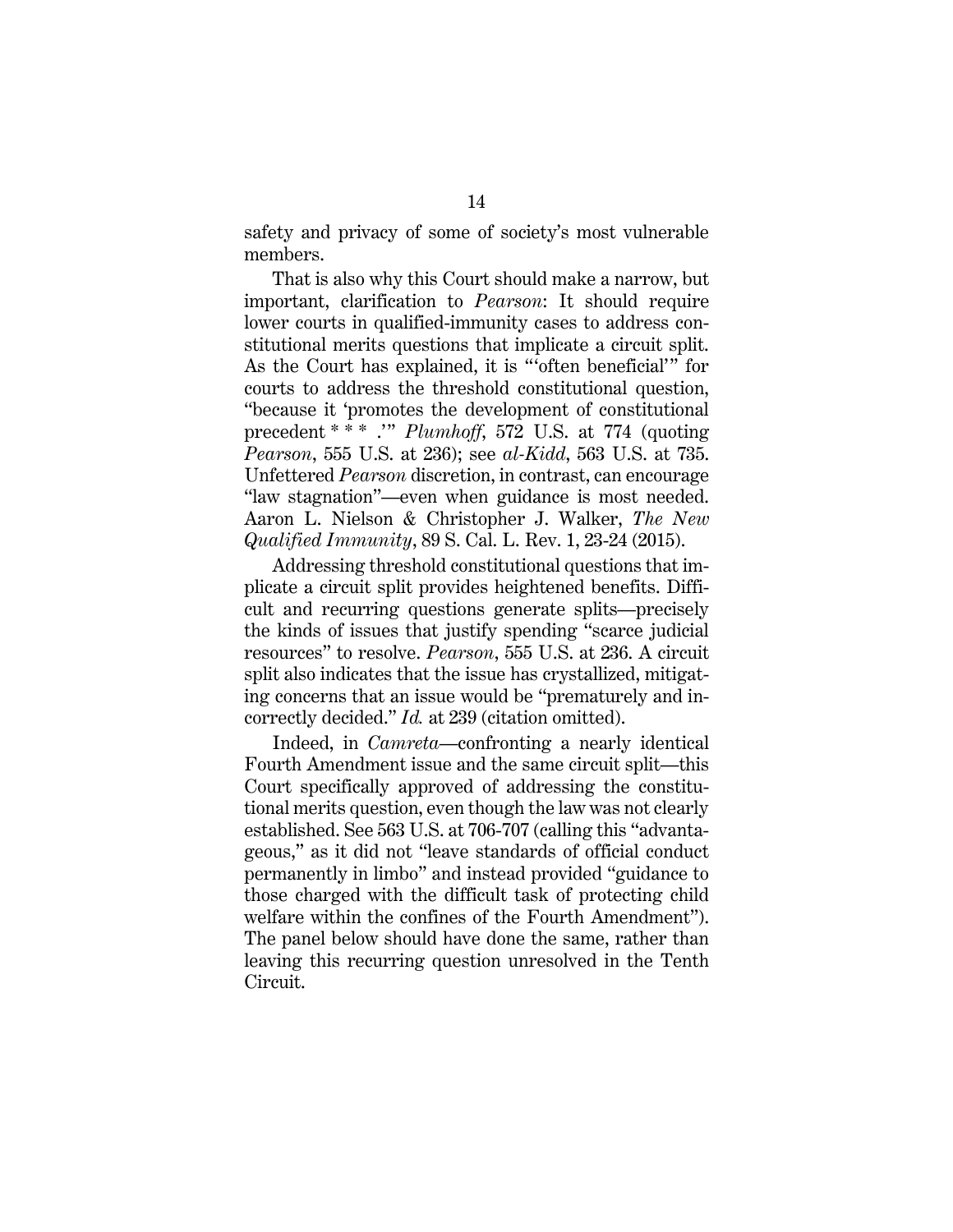safety and privacy of some of society's most vulnerable members.

That is also why this Court should make a narrow, but important, clarification to *Pearson*: It should require lower courts in qualified-immunity cases to address constitutional merits questions that implicate a circuit split. As the Court has explained, it is "'often beneficial'" for courts to address the threshold constitutional question, "because it 'promotes the development of constitutional precedent * * * .'" *Plumhoff*, 572 U.S. at 774 (quoting *Pearson*, 555 U.S. at 236); see *al-Kidd*, 563 U.S. at 735. Unfettered *Pearson* discretion, in contrast, can encourage "law stagnation"—even when guidance is most needed. Aaron L. Nielson & Christopher J. Walker, *The New Qualified Immunity*, 89 S. Cal. L. Rev. 1, 23-24 (2015).

Addressing threshold constitutional questions that implicate a circuit split provides heightened benefits. Difficult and recurring questions generate splits—precisely the kinds of issues that justify spending "scarce judicial resources" to resolve. *Pearson*, 555 U.S. at 236. A circuit split also indicates that the issue has crystallized, mitigating concerns that an issue would be "prematurely and incorrectly decided." *Id.* at 239 (citation omitted).

Indeed, in *Camreta*—confronting a nearly identical Fourth Amendment issue and the same circuit split—this Court specifically approved of addressing the constitutional merits question, even though the law was not clearly established. See 563 U.S. at 706-707 (calling this "advantageous," as it did not "leave standards of official conduct permanently in limbo" and instead provided "guidance to those charged with the difficult task of protecting child welfare within the confines of the Fourth Amendment"). The panel below should have done the same, rather than leaving this recurring question unresolved in the Tenth Circuit.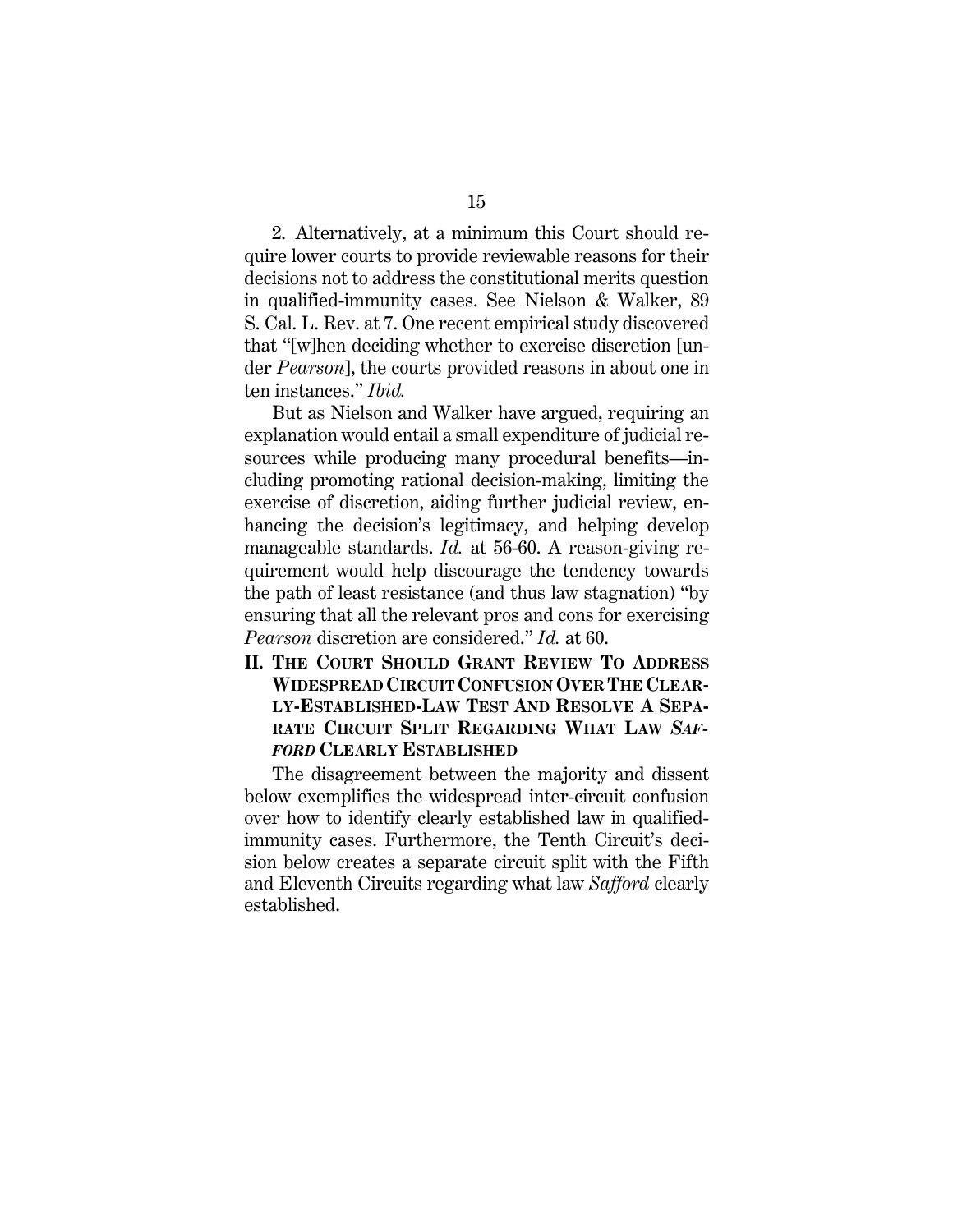2. Alternatively, at a minimum this Court should require lower courts to provide reviewable reasons for their decisions not to address the constitutional merits question in qualified-immunity cases. See Nielson & Walker, 89 S. Cal. L. Rev. at 7. One recent empirical study discovered that "[w]hen deciding whether to exercise discretion [under *Pearson*], the courts provided reasons in about one in ten instances." *Ibid.*

But as Nielson and Walker have argued, requiring an explanation would entail a small expenditure of judicial resources while producing many procedural benefits—including promoting rational decision-making, limiting the exercise of discretion, aiding further judicial review, enhancing the decision's legitimacy, and helping develop manageable standards. *Id.* at 56-60. A reason-giving requirement would help discourage the tendency towards the path of least resistance (and thus law stagnation) "by ensuring that all the relevant pros and cons for exercising *Pearson* discretion are considered." *Id.* at 60.

## II. THE COURT SHOULD GRANT REVIEW TO ADDRESS WIDESPREAD CIRCUIT CONFUSION OVER THE CLEARLY-ESTABLISHED-LAW TEST AND RESOLVE A SEPARATE CIRCUIT SPLIT REGARDING WHAT LAW *SAFFORD* CLEARLY ESTABLISHED

The disagreement between the majority and dissent below exemplifies the widespread inter-circuit confusion over how to identify clearly established law in qualified-immunity cases. Furthermore, the Tenth Circuit's decision below creates a separate circuit split with the Fifth and Eleventh Circuits regarding what law *Safford* clearly established.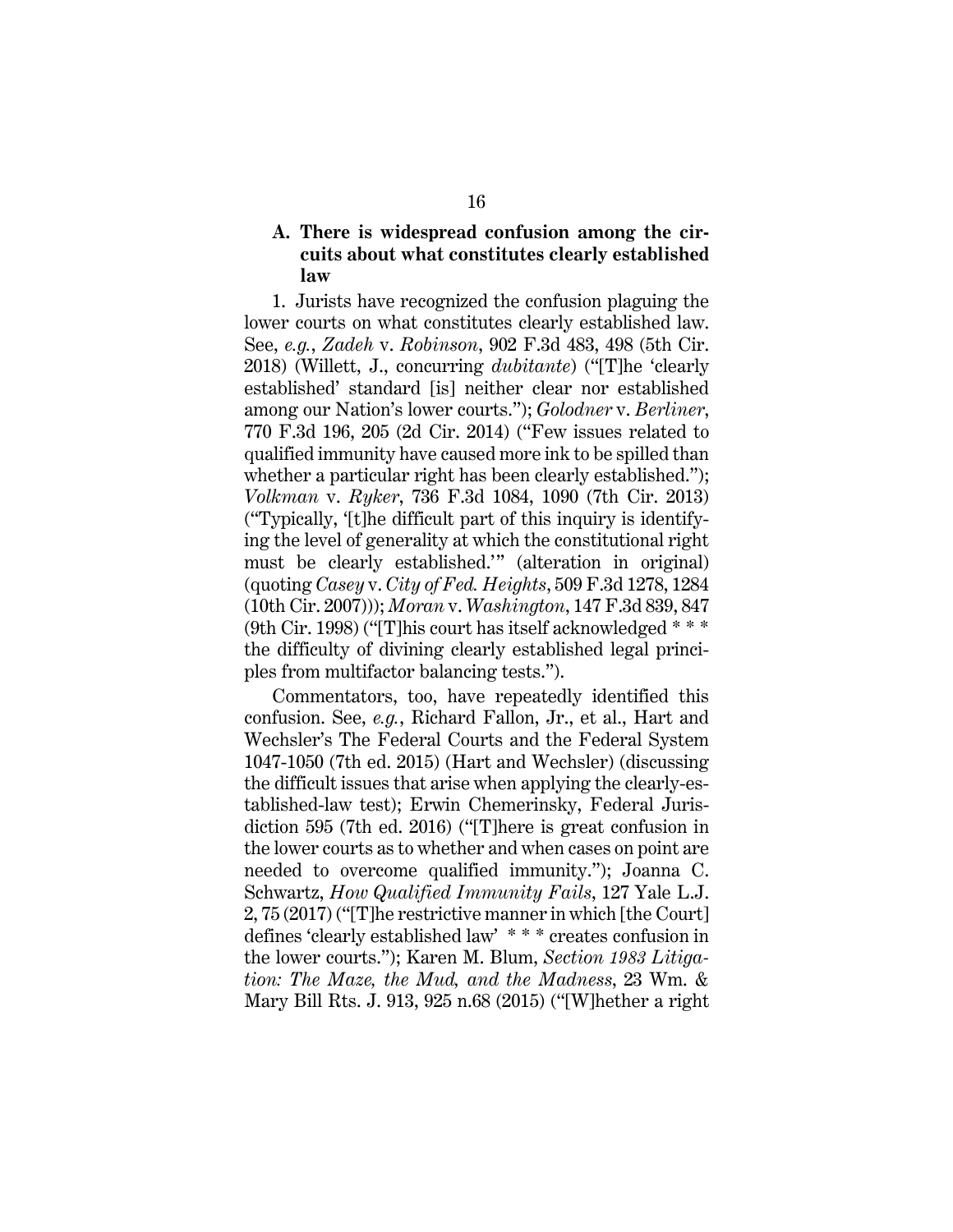### A. There is widespread confusion among the circuits about what constitutes clearly established law

1. Jurists have recognized the confusion plaguing the lower courts on what constitutes clearly established law. See, *e.g.*, *Zadeh* v. *Robinson*, 902 F.3d 483, 498 (5th Cir. 2018) (Willett, J., concurring *dubitante*) ("[T]he 'clearly established' standard [is] neither clear nor established among our Nation's lower courts."); *Golodner* v. *Berliner*, 770 F.3d 196, 205 (2d Cir. 2014) ("Few issues related to qualified immunity have caused more ink to be spilled than whether a particular right has been clearly established."); *Volkman* v. *Ryker*, 736 F.3d 1084, 1090 (7th Cir. 2013) ("Typically, '[t]he difficult part of this inquiry is identifying the level of generality at which the constitutional right must be clearly established.'" (alteration in original) (quoting *Casey* v. *City of Fed. Heights*, 509 F.3d 1278, 1284 (10th Cir. 2007))); *Moran* v. *Washington*, 147 F.3d 839, 847 (9th Cir. 1998) ("[T]his court has itself acknowledged * * * the difficulty of divining clearly established legal principles from multifactor balancing tests.").

Commentators, too, have repeatedly identified this confusion. See, *e.g.*, Richard Fallon, Jr., et al., Hart and Wechsler's The Federal Courts and the Federal System 1047-1050 (7th ed. 2015) (Hart and Wechsler) (discussing the difficult issues that arise when applying the clearly-established-law test); Erwin Chemerinsky, Federal Jurisdiction 595 (7th ed. 2016) ("[T]here is great confusion in the lower courts as to whether and when cases on point are needed to overcome qualified immunity."); Joanna C. Schwartz, *How Qualified Immunity Fails*, 127 Yale L.J. 2, 75 (2017) ("[T]he restrictive manner in which [the Court] defines 'clearly established law' * * * creates confusion in the lower courts."); Karen M. Blum, *Section 1983 Litigation: The Maze, the Mud, and the Madness*, 23 Wm. & Mary Bill Rts. J. 913, 925 n.68 (2015) ("[W]hether a right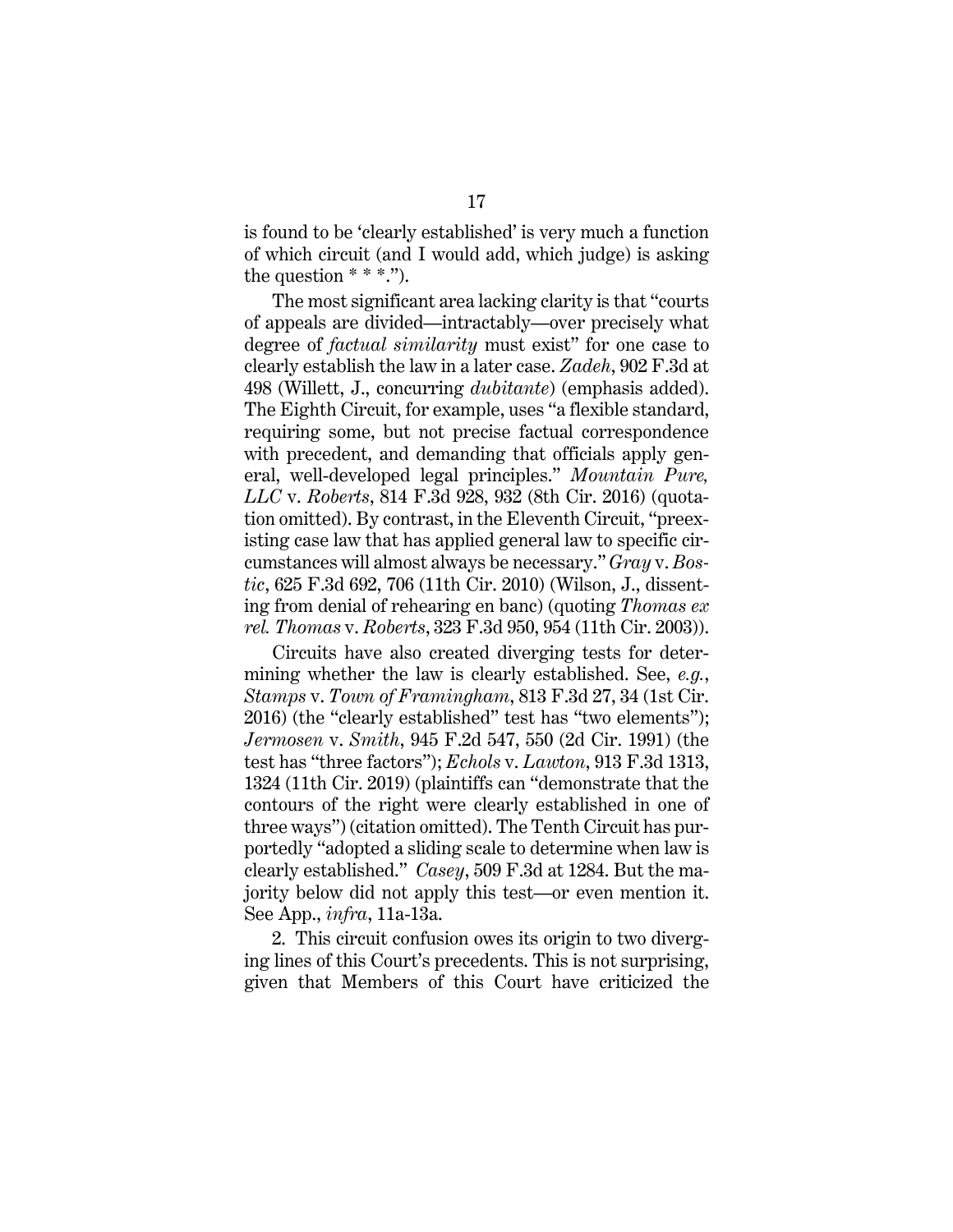is found to be 'clearly established' is very much a function of which circuit (and I would add, which judge) is asking the question * * *.").

The most significant area lacking clarity is that "courts of appeals are divided—intractably—over precisely what degree of *factual similarity* must exist" for one case to clearly establish the law in a later case. *Zadeh*, 902 F.3d at 498 (Willett, J., concurring *dubitante*) (emphasis added). The Eighth Circuit, for example, uses "a flexible standard, requiring some, but not precise factual correspondence with precedent, and demanding that officials apply general, well-developed legal principles." *Mountain Pure, LLC* v. *Roberts*, 814 F.3d 928, 932 (8th Cir. 2016) (quotation omitted). By contrast, in the Eleventh Circuit, "preexisting case law that has applied general law to specific circumstances will almost always be necessary." *Gray* v. *Bostic*, 625 F.3d 692, 706 (11th Cir. 2010) (Wilson, J., dissenting from denial of rehearing en banc) (quoting *Thomas ex rel. Thomas* v. *Roberts*, 323 F.3d 950, 954 (11th Cir. 2003)).

Circuits have also created diverging tests for determining whether the law is clearly established. See, *e.g.*, *Stamps* v. *Town of Framingham*, 813 F.3d 27, 34 (1st Cir. 2016) (the "clearly established" test has "two elements"); *Jermosen* v. *Smith*, 945 F.2d 547, 550 (2d Cir. 1991) (the test has "three factors"); *Echols* v. *Lawton*, 913 F.3d 1313, 1324 (11th Cir. 2019) (plaintiffs can "demonstrate that the contours of the right were clearly established in one of three ways") (citation omitted). The Tenth Circuit has purportedly "adopted a sliding scale to determine when law is clearly established." *Casey*, 509 F.3d at 1284. But the majority below did not apply this test—or even mention it. See App., *infra*, 11a-13a.

2. This circuit confusion owes its origin to two diverging lines of this Court's precedents. This is not surprising, given that Members of this Court have criticized the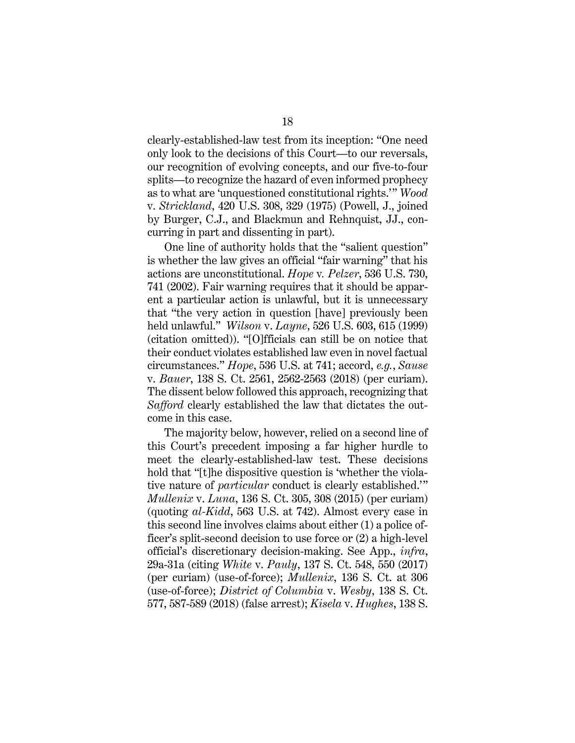clearly-established-law test from its inception: "One need only look to the decisions of this Court—to our reversals, our recognition of evolving concepts, and our five-to-four splits—to recognize the hazard of even informed prophecy as to what are 'unquestioned constitutional rights.'" *Wood* v. *Strickland*, 420 U.S. 308, 329 (1975) (Powell, J., joined by Burger, C.J., and Blackmun and Rehnquist, JJ., concurring in part and dissenting in part).

One line of authority holds that the "salient question" is whether the law gives an official "fair warning" that his actions are unconstitutional. *Hope* v. *Pelzer*, 536 U.S. 730, 741 (2002). Fair warning requires that it should be apparent a particular action is unlawful, but it is unnecessary that "the very action in question [have] previously been held unlawful." *Wilson* v. *Layne*, 526 U.S. 603, 615 (1999) (citation omitted)). "[O]fficials can still be on notice that their conduct violates established law even in novel factual circumstances." *Hope*, 536 U.S. at 741; accord, *e.g.*, *Sause* v. *Bauer*, 138 S. Ct. 2561, 2562-2563 (2018) (per curiam). The dissent below followed this approach, recognizing that *Safford* clearly established the law that dictates the outcome in this case.

The majority below, however, relied on a second line of this Court's precedent imposing a far higher hurdle to meet the clearly-established-law test. These decisions hold that "[t]he dispositive question is 'whether the violative nature of *particular* conduct is clearly established.'" *Mullenix* v. *Luna*, 136 S. Ct. 305, 308 (2015) (per curiam) (quoting *al-Kidd*, 563 U.S. at 742). Almost every case in this second line involves claims about either (1) a police officer's split-second decision to use force or (2) a high-level official's discretionary decision-making. See App., *infra*, 29a-31a (citing *White* v. *Pauly*, 137 S. Ct. 548, 550 (2017) (per curiam) (use-of-force); *Mullenix*, 136 S. Ct. at 306 (use-of-force); *District of Columbia* v. *Wesby*, 138 S. Ct. 577, 587-589 (2018) (false arrest); *Kisela* v. *Hughes*, 138 S.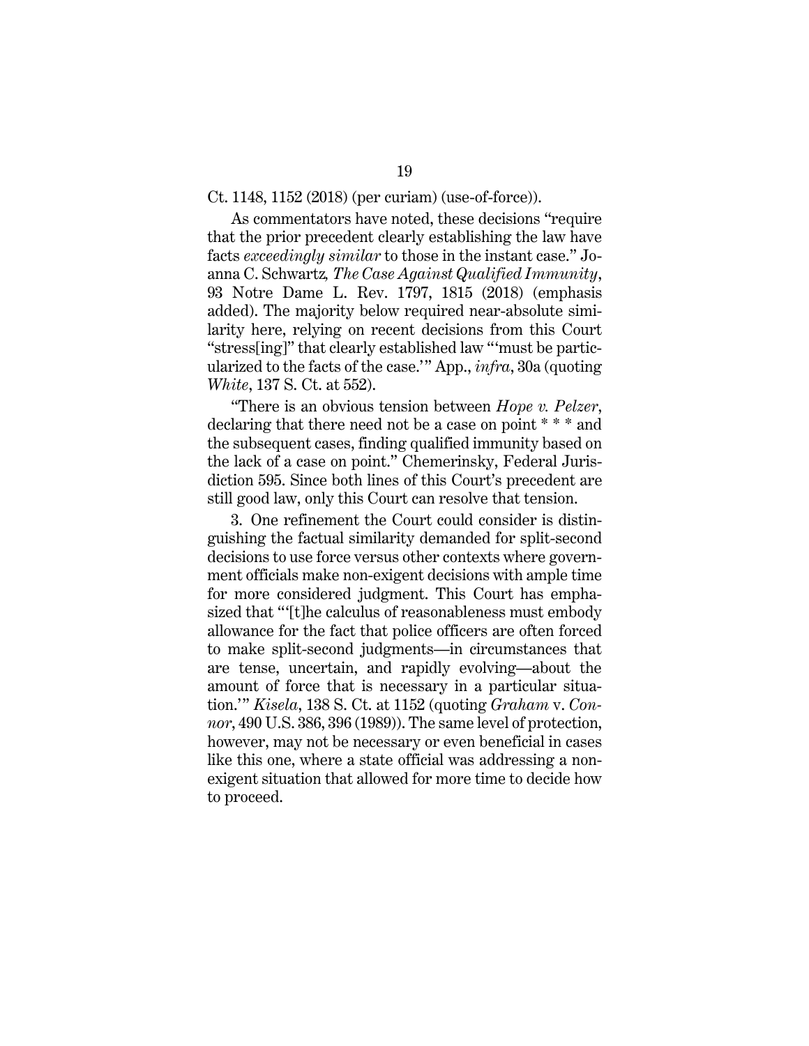Ct. 1148, 1152 (2018) (per curiam) (use-of-force)).

As commentators have noted, these decisions "require that the prior precedent clearly establishing the law have facts *exceedingly similar* to those in the instant case." Joanna C. Schwartz, *The Case Against Qualified Immunity*, 93 Notre Dame L. Rev. 1797, 1815 (2018) (emphasis added). The majority below required near-absolute similarity here, relying on recent decisions from this Court "stress[ing]" that clearly established law "'must be particularized to the facts of the case.'" App., *infra*, 30a (quoting *White*, 137 S. Ct. at 552).

"There is an obvious tension between *Hope v. Pelzer*, declaring that there need not be a case on point * * * and the subsequent cases, finding qualified immunity based on the lack of a case on point." Chemerinsky, Federal Jurisdiction 595. Since both lines of this Court's precedent are still good law, only this Court can resolve that tension.

3. One refinement the Court could consider is distinguishing the factual similarity demanded for split-second decisions to use force versus other contexts where government officials make non-exigent decisions with ample time for more considered judgment. This Court has emphasized that "'[t]he calculus of reasonableness must embody allowance for the fact that police officers are often forced to make split-second judgments—in circumstances that are tense, uncertain, and rapidly evolving—about the amount of force that is necessary in a particular situation.'" *Kisela*, 138 S. Ct. at 1152 (quoting *Graham* v. *Connor*, 490 U.S. 386, 396 (1989)). The same level of protection, however, may not be necessary or even beneficial in cases like this one, where a state official was addressing a non-exigent situation that allowed for more time to decide how to proceed.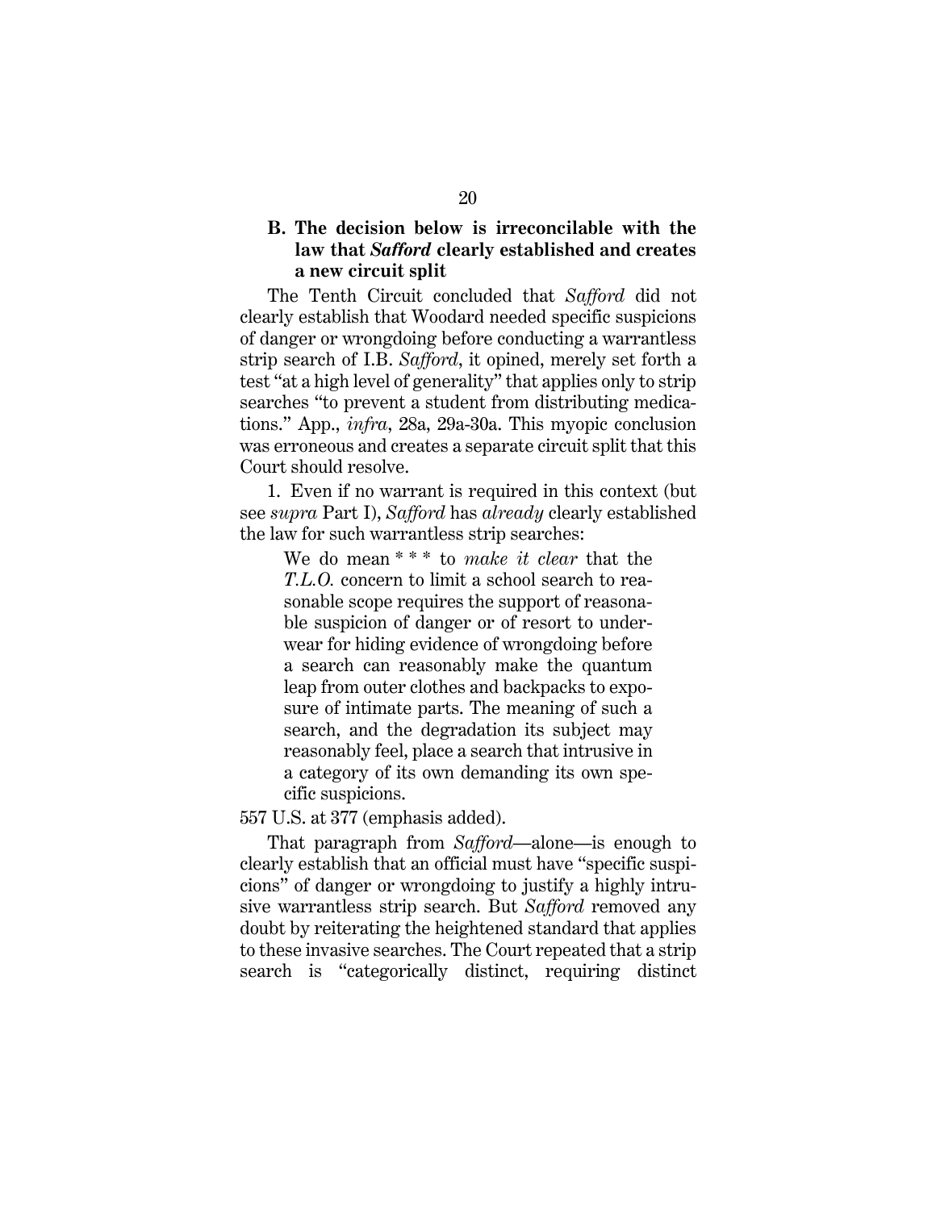### B. The decision below is irreconcilable with the law that *Safford* clearly established and creates a new circuit split

The Tenth Circuit concluded that *Safford* did not clearly establish that Woodard needed specific suspicions of danger or wrongdoing before conducting a warrantless strip search of I.B. *Safford*, it opined, merely set forth a test "at a high level of generality" that applies only to strip searches "to prevent a student from distributing medications." App., *infra*, 28a, 29a-30a. This myopic conclusion was erroneous and creates a separate circuit split that this Court should resolve.

1. Even if no warrant is required in this context (but see *supra* Part I), *Safford* has *already* clearly established the law for such warrantless strip searches:

> We do mean * * * to *make it clear* that the *T.L.O.* concern to limit a school search to reasonable scope requires the support of reasonable suspicion of danger or of resort to underwear for hiding evidence of wrongdoing before a search can reasonably make the quantum leap from outer clothes and backpacks to exposure of intimate parts. The meaning of such a search, and the degradation its subject may reasonably feel, place a search that intrusive in a category of its own demanding its own specific suspicions.

557 U.S. at 377 (emphasis added).

That paragraph from *Safford*—alone—is enough to clearly establish that an official must have "specific suspicions" of danger or wrongdoing to justify a highly intrusive warrantless strip search. But *Safford* removed any doubt by reiterating the heightened standard that applies to these invasive searches. The Court repeated that a strip search is "categorically distinct, requiring distinct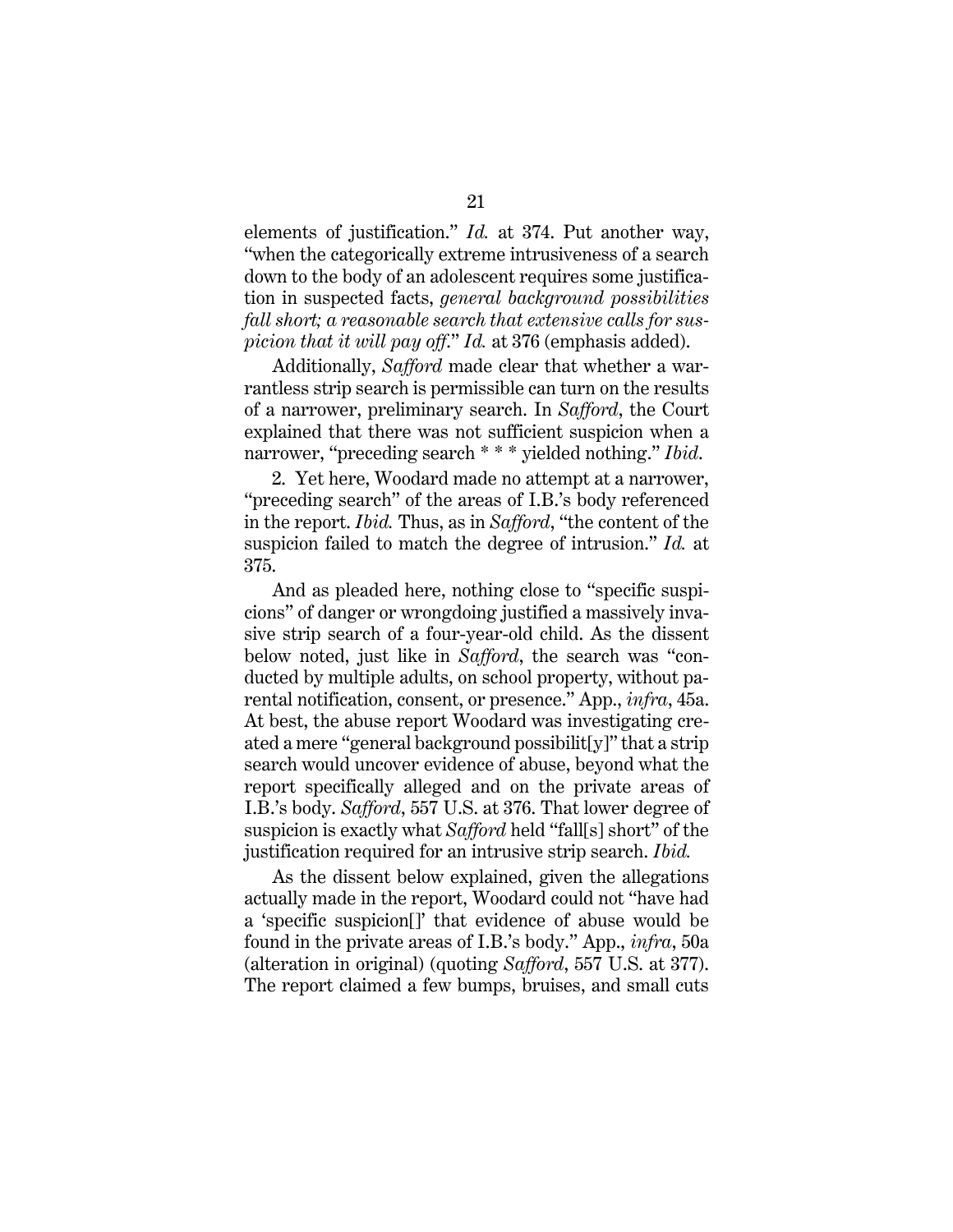elements of justification." *Id.* at 374. Put another way, "when the categorically extreme intrusiveness of a search down to the body of an adolescent requires some justification in suspected facts, *general background possibilities fall short; a reasonable search that extensive calls for suspicion that it will pay off.*" *Id.* at 376 (emphasis added).

Additionally, *Safford* made clear that whether a warrantless strip search is permissible can turn on the results of a narrower, preliminary search. In *Safford*, the Court explained that there was not sufficient suspicion when a narrower, "preceding search * * * yielded nothing." *Ibid.*

2. Yet here, Woodard made no attempt at a narrower, "preceding search" of the areas of I.B.'s body referenced in the report. *Ibid.* Thus, as in *Safford*, "the content of the suspicion failed to match the degree of intrusion." *Id.* at 375.

And as pleaded here, nothing close to "specific suspicions" of danger or wrongdoing justified a massively invasive strip search of a four-year-old child. As the dissent below noted, just like in *Safford*, the search was "conducted by multiple adults, on school property, without parental notification, consent, or presence." App., *infra*, 45a. At best, the abuse report Woodard was investigating created a mere "general background possibilit[y]" that a strip search would uncover evidence of abuse, beyond what the report specifically alleged and on the private areas of I.B.'s body. *Safford*, 557 U.S. at 376. That lower degree of suspicion is exactly what *Safford* held "fall[s] short" of the justification required for an intrusive strip search. *Ibid.*

As the dissent below explained, given the allegations actually made in the report, Woodard could not "have had a 'specific suspicion[]' that evidence of abuse would be found in the private areas of I.B.'s body." App., *infra*, 50a (alteration in original) (quoting *Safford*, 557 U.S. at 377). The report claimed a few bumps, bruises, and small cuts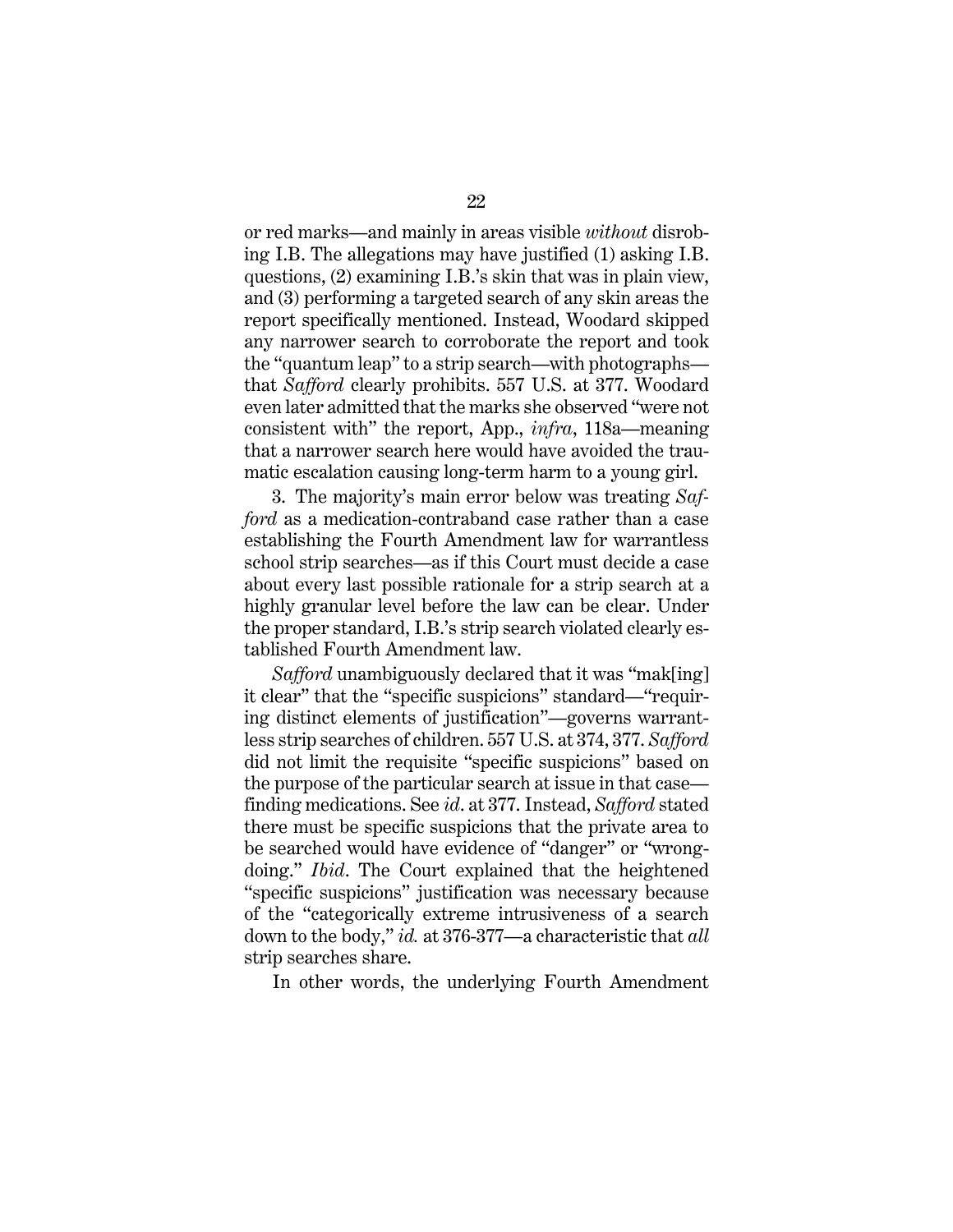or red marks—and mainly in areas visible *without* disrobing I.B. The allegations may have justified (1) asking I.B. questions, (2) examining I.B.'s skin that was in plain view, and (3) performing a targeted search of any skin areas the report specifically mentioned. Instead, Woodard skipped any narrower search to corroborate the report and took the "quantum leap" to a strip search—with photographs—that *Safford* clearly prohibits. 557 U.S. at 377. Woodard even later admitted that the marks she observed "were not consistent with" the report, App., *infra*, 118a—meaning that a narrower search here would have avoided the traumatic escalation causing long-term harm to a young girl.

3. The majority's main error below was treating *Safford* as a medication-contraband case rather than a case establishing the Fourth Amendment law for warrantless school strip searches—as if this Court must decide a case about every last possible rationale for a strip search at a highly granular level before the law can be clear. Under the proper standard, I.B.'s strip search violated clearly established Fourth Amendment law.

*Safford* unambiguously declared that it was "mak[ing] it clear" that the "specific suspicions" standard—"requiring distinct elements of justification"—governs warrantless strip searches of children. 557 U.S. at 374, 377. *Safford* did not limit the requisite "specific suspicions" based on the purpose of the particular search at issue in that case—finding medications. See *id*. at 377. Instead, *Safford* stated there must be specific suspicions that the private area to be searched would have evidence of "danger" or "wrongdoing." *Ibid*. The Court explained that the heightened "specific suspicions" justification was necessary because of the "categorically extreme intrusiveness of a search down to the body," *id.* at 376-377—a characteristic that *all* strip searches share.

In other words, the underlying Fourth Amendment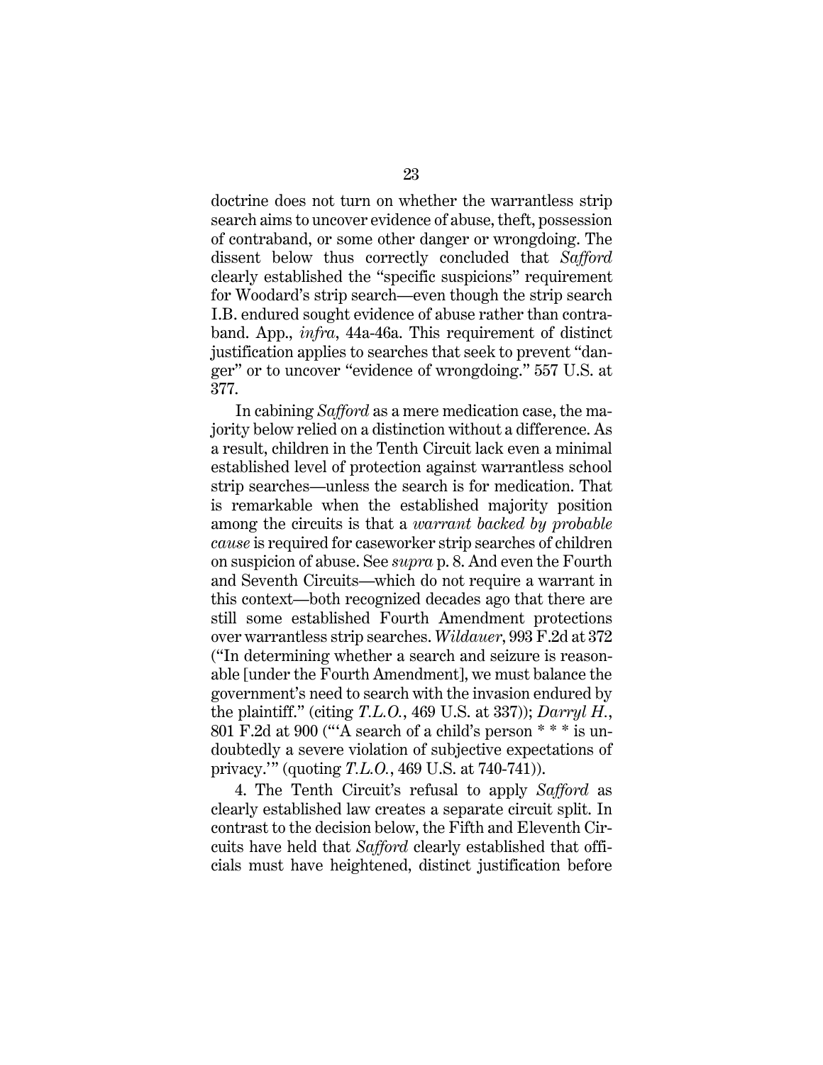doctrine does not turn on whether the warrantless strip search aims to uncover evidence of abuse, theft, possession of contraband, or some other danger or wrongdoing. The dissent below thus correctly concluded that *Safford* clearly established the "specific suspicions" requirement for Woodard's strip search—even though the strip search I.B. endured sought evidence of abuse rather than contraband. App., *infra*, 44a-46a. This requirement of distinct justification applies to searches that seek to prevent "danger" or to uncover "evidence of wrongdoing." 557 U.S. at 377.

In cabining *Safford* as a mere medication case, the majority below relied on a distinction without a difference. As a result, children in the Tenth Circuit lack even a minimal established level of protection against warrantless school strip searches—unless the search is for medication. That is remarkable when the established majority position among the circuits is that a *warrant backed by probable cause* is required for caseworker strip searches of children on suspicion of abuse. See *supra* p. 8. And even the Fourth and Seventh Circuits—which do not require a warrant in this context—both recognized decades ago that there are still some established Fourth Amendment protections over warrantless strip searches. *Wildauer*, 993 F.2d at 372 ("In determining whether a search and seizure is reasonable [under the Fourth Amendment], we must balance the government's need to search with the invasion endured by the plaintiff." (citing *T.L.O.*, 469 U.S. at 337)); *Darryl H.*, 801 F.2d at 900 ("'A search of a child's person * * * is undoubtedly a severe violation of subjective expectations of privacy.'" (quoting *T.L.O.*, 469 U.S. at 740-741)).

4. The Tenth Circuit's refusal to apply *Safford* as clearly established law creates a separate circuit split. In contrast to the decision below, the Fifth and Eleventh Circuits have held that *Safford* clearly established that officials must have heightened, distinct justification before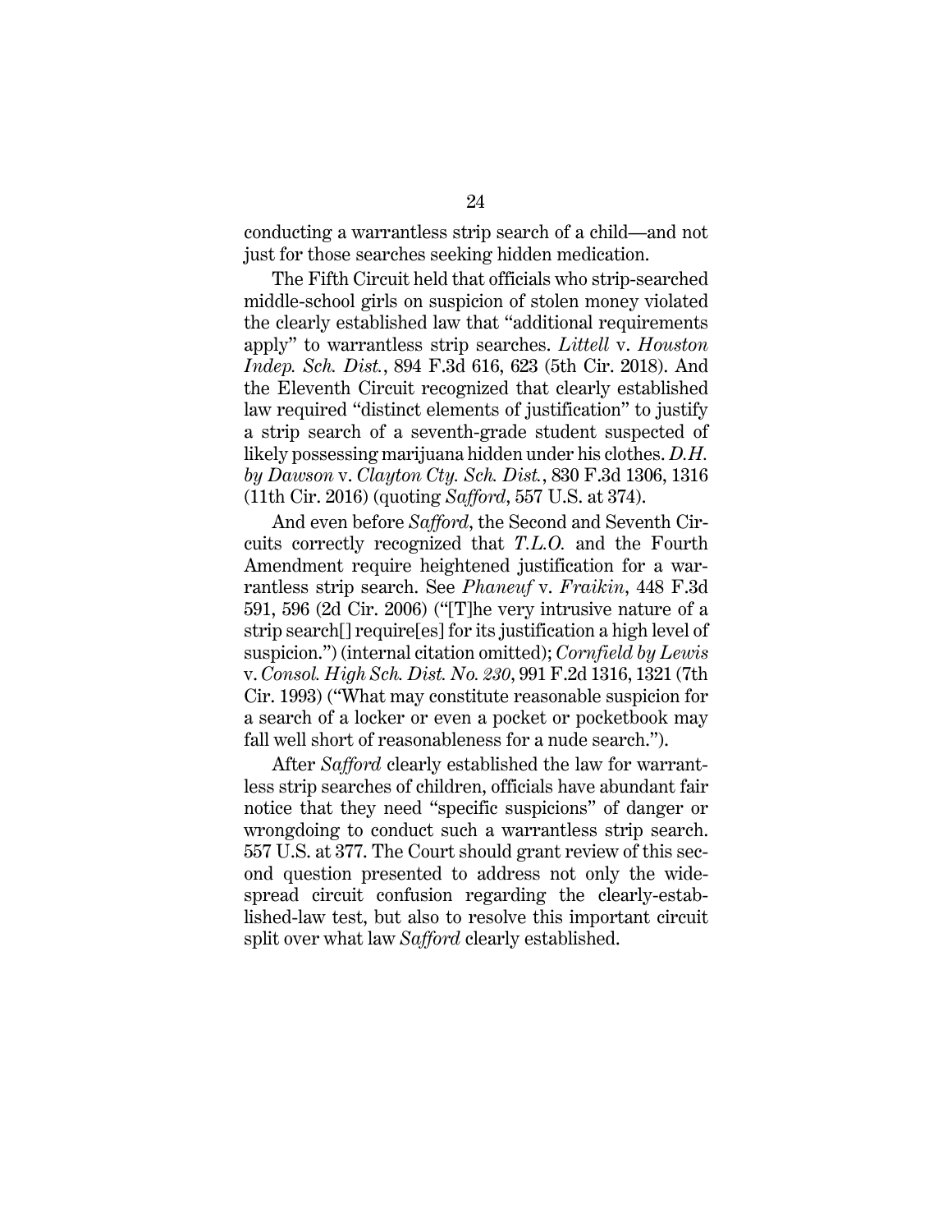conducting a warrantless strip search of a child—and not just for those searches seeking hidden medication.

The Fifth Circuit held that officials who strip-searched middle-school girls on suspicion of stolen money violated the clearly established law that "additional requirements apply" to warrantless strip searches. *Littell* v. *Houston Indep. Sch. Dist.*, 894 F.3d 616, 623 (5th Cir. 2018). And the Eleventh Circuit recognized that clearly established law required "distinct elements of justification" to justify a strip search of a seventh-grade student suspected of likely possessing marijuana hidden under his clothes. *D.H. by Dawson* v. *Clayton Cty. Sch. Dist.*, 830 F.3d 1306, 1316 (11th Cir. 2016) (quoting *Safford*, 557 U.S. at 374).

And even before *Safford*, the Second and Seventh Circuits correctly recognized that *T.L.O.* and the Fourth Amendment require heightened justification for a warrantless strip search. See *Phaneuf* v. *Fraikin*, 448 F.3d 591, 596 (2d Cir. 2006) ("[T]he very intrusive nature of a strip search[] require[es] for its justification a high level of suspicion.") (internal citation omitted); *Cornfield by Lewis* v. *Consol. High Sch. Dist. No. 230*, 991 F.2d 1316, 1321 (7th Cir. 1993) ("What may constitute reasonable suspicion for a search of a locker or even a pocket or pocketbook may fall well short of reasonableness for a nude search.").

After *Safford* clearly established the law for warrantless strip searches of children, officials have abundant fair notice that they need "specific suspicions" of danger or wrongdoing to conduct such a warrantless strip search. 557 U.S. at 377. The Court should grant review of this second question presented to address not only the widespread circuit confusion regarding the clearly-established-law test, but also to resolve this important circuit split over what law *Safford* clearly established.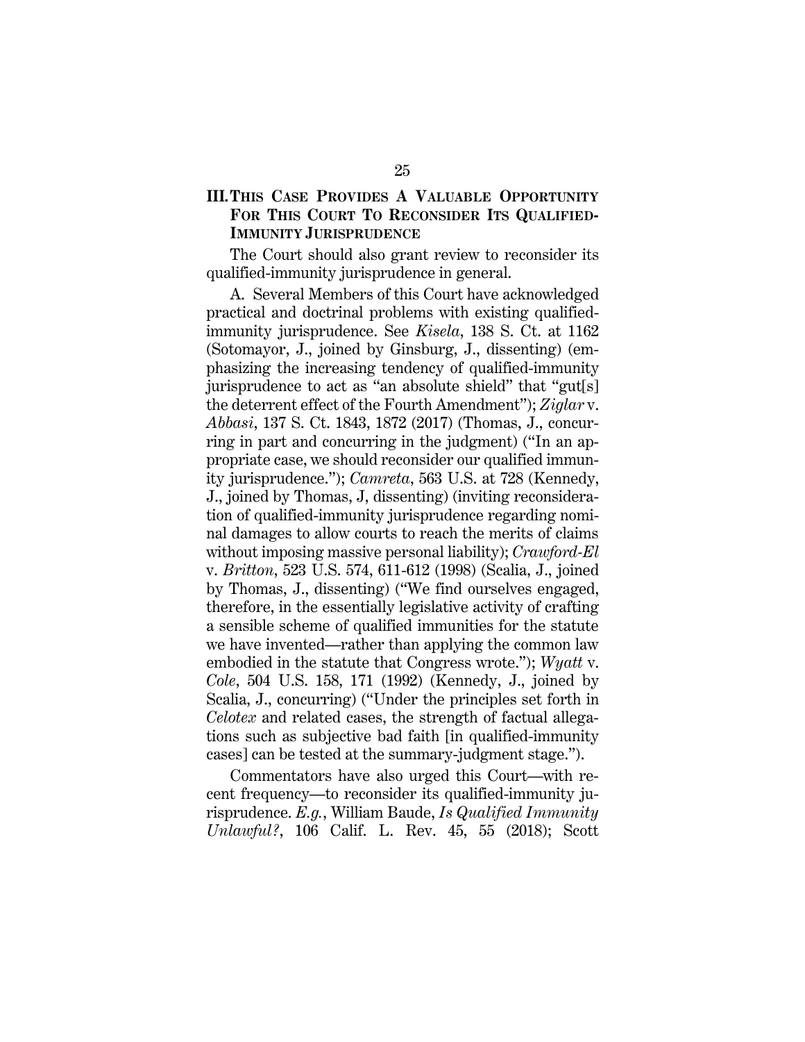## III. THIS CASE PROVIDES A VALUABLE OPPORTUNITY FOR THIS COURT TO RECONSIDER ITS QUALIFIED-IMMUNITY JURISPRUDENCE

The Court should also grant review to reconsider its qualified-immunity jurisprudence in general.

A. Several Members of this Court have acknowledged practical and doctrinal problems with existing qualified-immunity jurisprudence. See *Kisela*, 138 S. Ct. at 1162 (Sotomayor, J., joined by Ginsburg, J., dissenting) (emphasizing the increasing tendency of qualified-immunity jurisprudence to act as "an absolute shield" that "gut[s] the deterrent effect of the Fourth Amendment"); *Ziglar* v. *Abbasi*, 137 S. Ct. 1843, 1872 (2017) (Thomas, J., concurring in part and concurring in the judgment) ("In an appropriate case, we should reconsider our qualified immunity jurisprudence."); *Camreta*, 563 U.S. at 728 (Kennedy, J., joined by Thomas, J, dissenting) (inviting reconsideration of qualified-immunity jurisprudence regarding nominal damages to allow courts to reach the merits of claims without imposing massive personal liability); *Crawford-El* v. *Britton*, 523 U.S. 574, 611-612 (1998) (Scalia, J., joined by Thomas, J., dissenting) ("We find ourselves engaged, therefore, in the essentially legislative activity of crafting a sensible scheme of qualified immunities for the statute we have invented—rather than applying the common law embodied in the statute that Congress wrote."); *Wyatt* v. *Cole*, 504 U.S. 158, 171 (1992) (Kennedy, J., joined by Scalia, J., concurring) ("Under the principles set forth in *Celotex* and related cases, the strength of factual allegations such as subjective bad faith [in qualified-immunity cases] can be tested at the summary-judgment stage.").

Commentators have also urged this Court—with recent frequency—to reconsider its qualified-immunity jurisprudence. *E.g.*, William Baude, *Is Qualified Immunity Unlawful?*, 106 Calif. L. Rev. 45, 55 (2018); Scott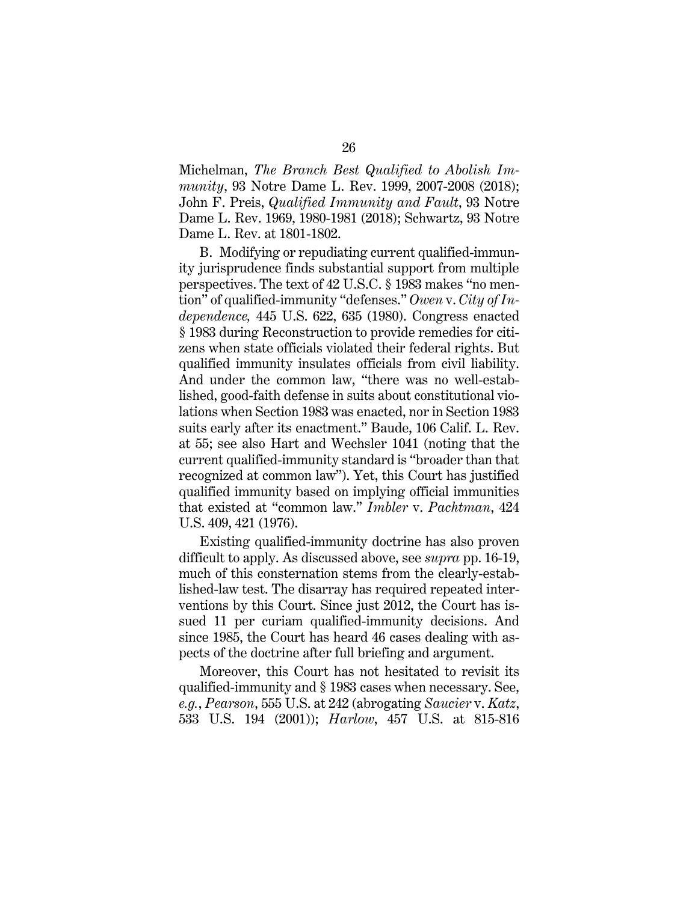Michelman, *The Branch Best Qualified to Abolish Immunity*, 93 Notre Dame L. Rev. 1999, 2007-2008 (2018); John F. Preis, *Qualified Immunity and Fault*, 93 Notre Dame L. Rev. 1969, 1980-1981 (2018); Schwartz, 93 Notre Dame L. Rev. at 1801-1802.

B. Modifying or repudiating current qualified-immunity jurisprudence finds substantial support from multiple perspectives. The text of 42 U.S.C. § 1983 makes "no mention" of qualified-immunity "defenses." *Owen* v. *City of Independence,* 445 U.S. 622, 635 (1980). Congress enacted § 1983 during Reconstruction to provide remedies for citizens when state officials violated their federal rights. But qualified immunity insulates officials from civil liability. And under the common law, "there was no well-established, good-faith defense in suits about constitutional violations when Section 1983 was enacted, nor in Section 1983 suits early after its enactment." Baude, 106 Calif. L. Rev. at 55; see also Hart and Wechsler 1041 (noting that the current qualified-immunity standard is "broader than that recognized at common law"). Yet, this Court has justified qualified immunity based on implying official immunities that existed at "common law." *Imbler* v. *Pachtman*, 424 U.S. 409, 421 (1976).

Existing qualified-immunity doctrine has also proven difficult to apply. As discussed above, see *supra* pp. 16-19, much of this consternation stems from the clearly-established-law test. The disarray has required repeated interventions by this Court. Since just 2012, the Court has issued 11 per curiam qualified-immunity decisions. And since 1985, the Court has heard 46 cases dealing with aspects of the doctrine after full briefing and argument.

Moreover, this Court has not hesitated to revisit its qualified-immunity and § 1983 cases when necessary. See, *e.g.*, *Pearson*, 555 U.S. at 242 (abrogating *Saucier* v. *Katz*, 533 U.S. 194 (2001)); *Harlow*, 457 U.S. at 815-816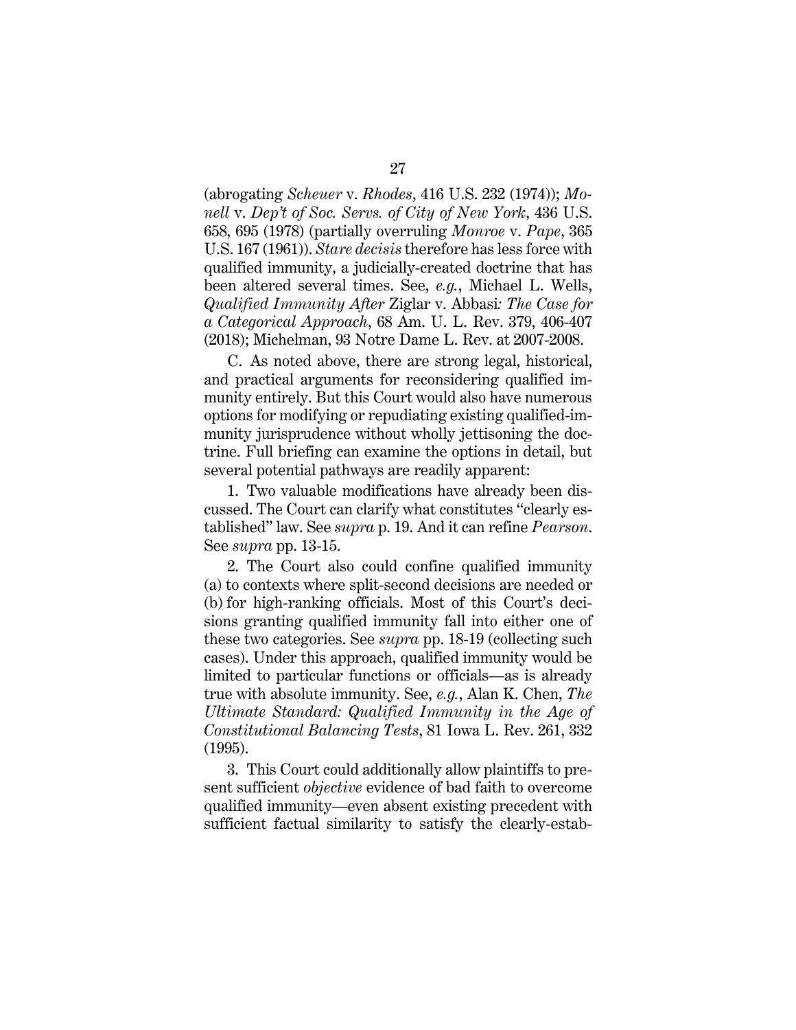(abrogating *Scheuer* v. *Rhodes*, 416 U.S. 232 (1974)); *Monell* v. *Dep't of Soc. Servs. of City of New York*, 436 U.S. 658, 695 (1978) (partially overruling *Monroe* v. *Pape*, 365 U.S. 167 (1961)). *Stare decisis* therefore has less force with qualified immunity, a judicially-created doctrine that has been altered several times. See, *e.g.*, Michael L. Wells, *Qualified Immunity After* Ziglar v. Abbasi*: The Case for a Categorical Approach*, 68 Am. U. L. Rev. 379, 406-407 (2018); Michelman, 93 Notre Dame L. Rev. at 2007-2008.

C. As noted above, there are strong legal, historical, and practical arguments for reconsidering qualified immunity entirely. But this Court would also have numerous options for modifying or repudiating existing qualified-immunity jurisprudence without wholly jettisoning the doctrine. Full briefing can examine the options in detail, but several potential pathways are readily apparent:

1. Two valuable modifications have already been discussed. The Court can clarify what constitutes "clearly established" law. See *supra* p. 19. And it can refine *Pearson*. See *supra* pp. 13-15.

2. The Court also could confine qualified immunity (a) to contexts where split-second decisions are needed or (b) for high-ranking officials. Most of this Court's decisions granting qualified immunity fall into either one of these two categories. See *supra* pp. 18-19 (collecting such cases). Under this approach, qualified immunity would be limited to particular functions or officials—as is already true with absolute immunity. See, *e.g.*, Alan K. Chen, *The Ultimate Standard: Qualified Immunity in the Age of Constitutional Balancing Tests*, 81 Iowa L. Rev. 261, 332 (1995).

3. This Court could additionally allow plaintiffs to present sufficient *objective* evidence of bad faith to overcome qualified immunity—even absent existing precedent with sufficient factual similarity to satisfy the clearly-estab-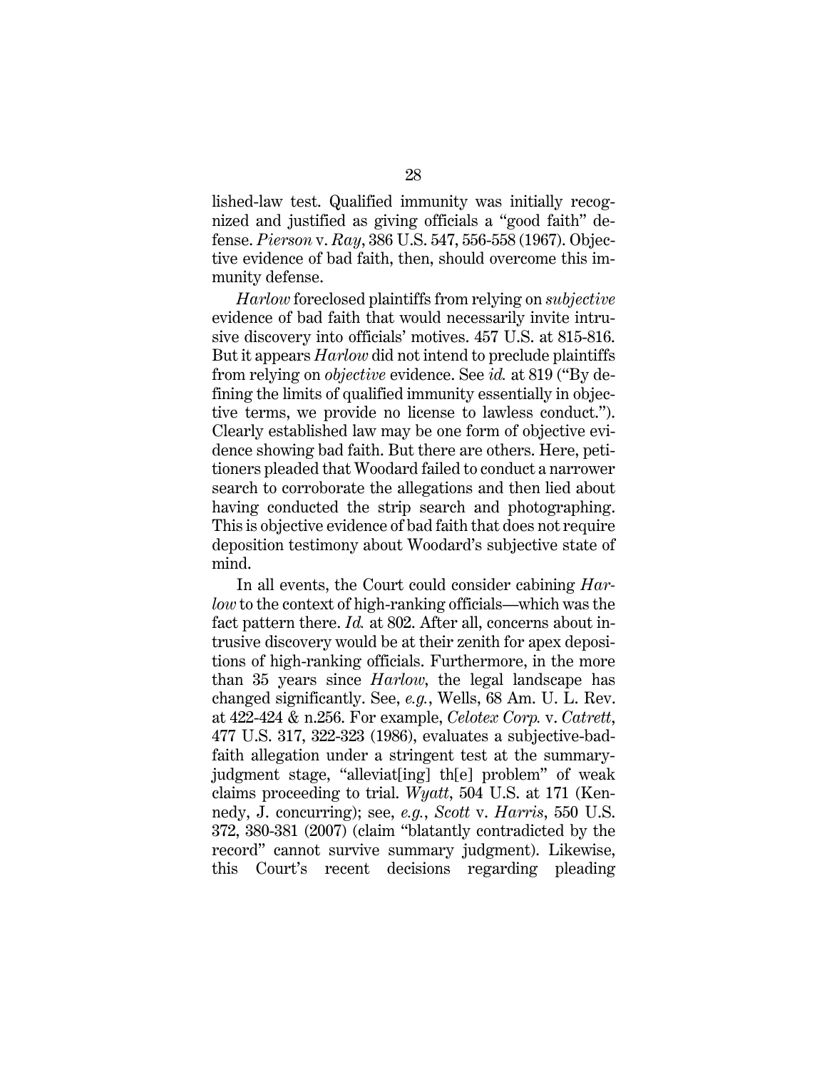lished-law test. Qualified immunity was initially recognized and justified as giving officials a "good faith" defense. *Pierson* v. *Ray*, 386 U.S. 547, 556-558 (1967). Objective evidence of bad faith, then, should overcome this immunity defense.

*Harlow* foreclosed plaintiffs from relying on *subjective* evidence of bad faith that would necessarily invite intrusive discovery into officials' motives. 457 U.S. at 815-816. But it appears *Harlow* did not intend to preclude plaintiffs from relying on *objective* evidence. See *id.* at 819 ("By defining the limits of qualified immunity essentially in objective terms, we provide no license to lawless conduct."). Clearly established law may be one form of objective evidence showing bad faith. But there are others. Here, petitioners pleaded that Woodard failed to conduct a narrower search to corroborate the allegations and then lied about having conducted the strip search and photographing. This is objective evidence of bad faith that does not require deposition testimony about Woodard's subjective state of mind.

In all events, the Court could consider cabining *Harlow* to the context of high-ranking officials—which was the fact pattern there. *Id.* at 802. After all, concerns about intrusive discovery would be at their zenith for apex depositions of high-ranking officials. Furthermore, in the more than 35 years since *Harlow*, the legal landscape has changed significantly. See, *e.g.*, Wells, 68 Am. U. L. Rev. at 422-424 & n.256. For example, *Celotex Corp.* v. *Catrett*, 477 U.S. 317, 322-323 (1986), evaluates a subjective-bad-faith allegation under a stringent test at the summary-judgment stage, "alleviat[ing] th[e] problem" of weak claims proceeding to trial. *Wyatt*, 504 U.S. at 171 (Kennedy, J. concurring); see, *e.g.*, *Scott* v. *Harris*, 550 U.S. 372, 380-381 (2007) (claim "blatantly contradicted by the record" cannot survive summary judgment). Likewise, this Court's recent decisions regarding pleading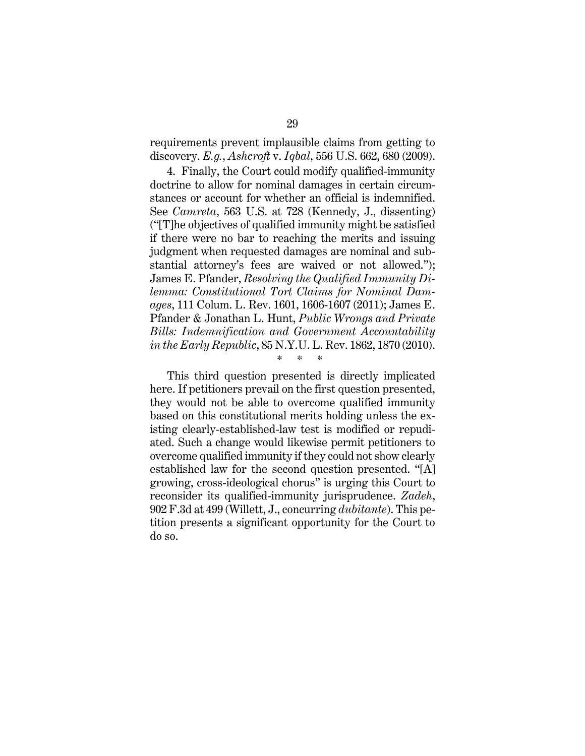requirements prevent implausible claims from getting to discovery. *E.g.*, *Ashcroft* v. *Iqbal*, 556 U.S. 662, 680 (2009).

4. Finally, the Court could modify qualified-immunity doctrine to allow for nominal damages in certain circumstances or account for whether an official is indemnified. See *Camreta*, 563 U.S. at 728 (Kennedy, J., dissenting) ("[T]he objectives of qualified immunity might be satisfied if there were no bar to reaching the merits and issuing judgment when requested damages are nominal and substantial attorney's fees are waived or not allowed."); James E. Pfander, *Resolving the Qualified Immunity Dilemma: Constitutional Tort Claims for Nominal Damages*, 111 Colum. L. Rev. 1601, 1606-1607 (2011); James E. Pfander & Jonathan L. Hunt, *Public Wrongs and Private Bills: Indemnification and Government Accountability in the Early Republic*, 85 N.Y.U. L. Rev. 1862, 1870 (2010).

\* \* \*

This third question presented is directly implicated here. If petitioners prevail on the first question presented, they would not be able to overcome qualified immunity based on this constitutional merits holding unless the existing clearly-established-law test is modified or repudiated. Such a change would likewise permit petitioners to overcome qualified immunity if they could not show clearly established law for the second question presented. "[A] growing, cross-ideological chorus" is urging this Court to reconsider its qualified-immunity jurisprudence. *Zadeh*, 902 F.3d at 499 (Willett, J., concurring *dubitante*). This petition presents a significant opportunity for the Court to do so.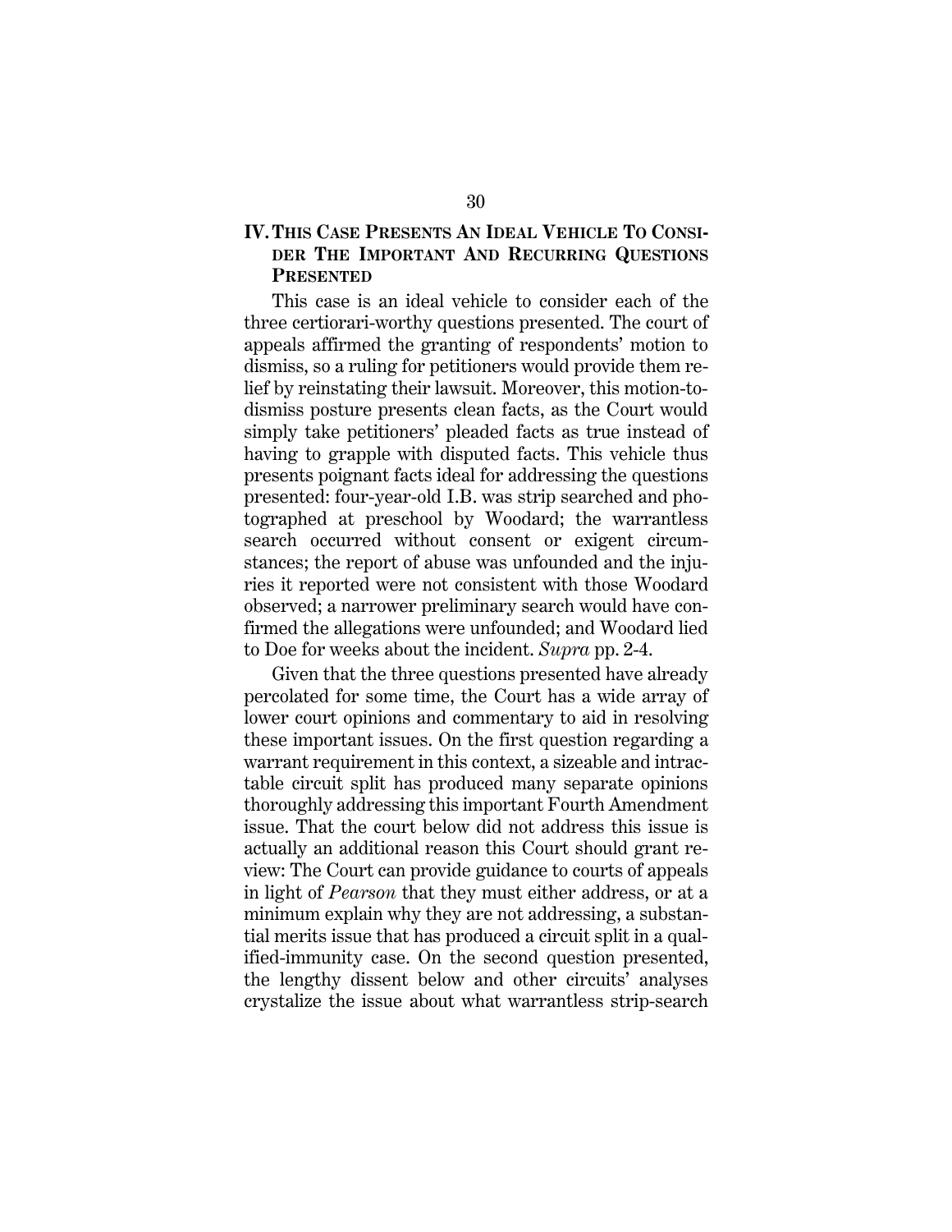## IV. THIS CASE PRESENTS AN IDEAL VEHICLE TO CONSIDER THE IMPORTANT AND RECURRING QUESTIONS PRESENTED

This case is an ideal vehicle to consider each of the three certiorari-worthy questions presented. The court of appeals affirmed the granting of respondents' motion to dismiss, so a ruling for petitioners would provide them relief by reinstating their lawsuit. Moreover, this motion-to-dismiss posture presents clean facts, as the Court would simply take petitioners' pleaded facts as true instead of having to grapple with disputed facts. This vehicle thus presents poignant facts ideal for addressing the questions presented: four-year-old I.B. was strip searched and photographed at preschool by Woodard; the warrantless search occurred without consent or exigent circumstances; the report of abuse was unfounded and the injuries it reported were not consistent with those Woodard observed; a narrower preliminary search would have confirmed the allegations were unfounded; and Woodard lied to Doe for weeks about the incident. *Supra* pp. 2-4.

Given that the three questions presented have already percolated for some time, the Court has a wide array of lower court opinions and commentary to aid in resolving these important issues. On the first question regarding a warrant requirement in this context, a sizeable and intractable circuit split has produced many separate opinions thoroughly addressing this important Fourth Amendment issue. That the court below did not address this issue is actually an additional reason this Court should grant review: The Court can provide guidance to courts of appeals in light of *Pearson* that they must either address, or at a minimum explain why they are not addressing, a substantial merits issue that has produced a circuit split in a qualified-immunity case. On the second question presented, the lengthy dissent below and other circuits' analyses crystalize the issue about what warrantless strip-search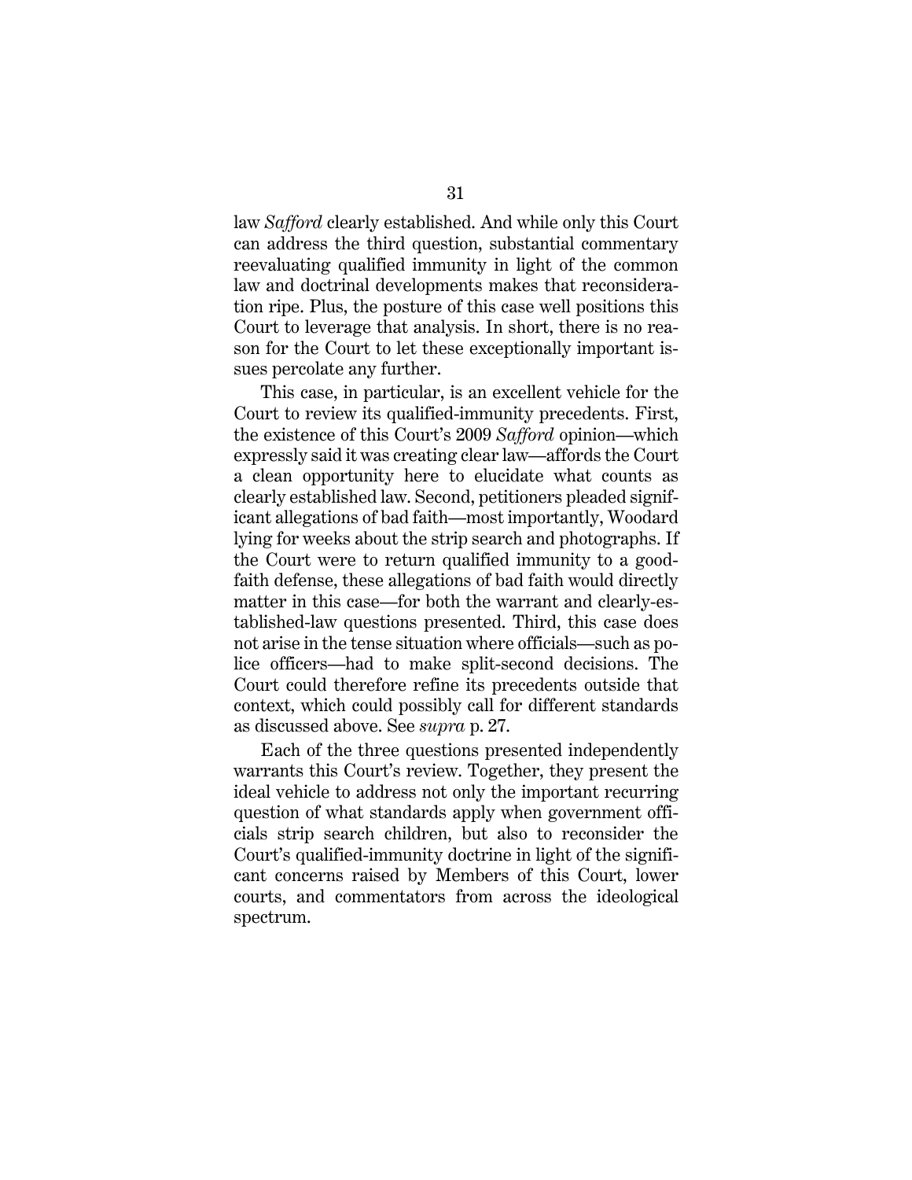law *Safford* clearly established. And while only this Court can address the third question, substantial commentary reevaluating qualified immunity in light of the common law and doctrinal developments makes that reconsideration ripe. Plus, the posture of this case well positions this Court to leverage that analysis. In short, there is no reason for the Court to let these exceptionally important issues percolate any further.

This case, in particular, is an excellent vehicle for the Court to review its qualified-immunity precedents. First, the existence of this Court's 2009 *Safford* opinion—which expressly said it was creating clear law—affords the Court a clean opportunity here to elucidate what counts as clearly established law. Second, petitioners pleaded significant allegations of bad faith—most importantly, Woodard lying for weeks about the strip search and photographs. If the Court were to return qualified immunity to a good-faith defense, these allegations of bad faith would directly matter in this case—for both the warrant and clearly-established-law questions presented. Third, this case does not arise in the tense situation where officials—such as police officers—had to make split-second decisions. The Court could therefore refine its precedents outside that context, which could possibly call for different standards as discussed above. See *supra* p. 27.

Each of the three questions presented independently warrants this Court's review. Together, they present the ideal vehicle to address not only the important recurring question of what standards apply when government officials strip search children, but also to reconsider the Court's qualified-immunity doctrine in light of the significant concerns raised by Members of this Court, lower courts, and commentators from across the ideological spectrum.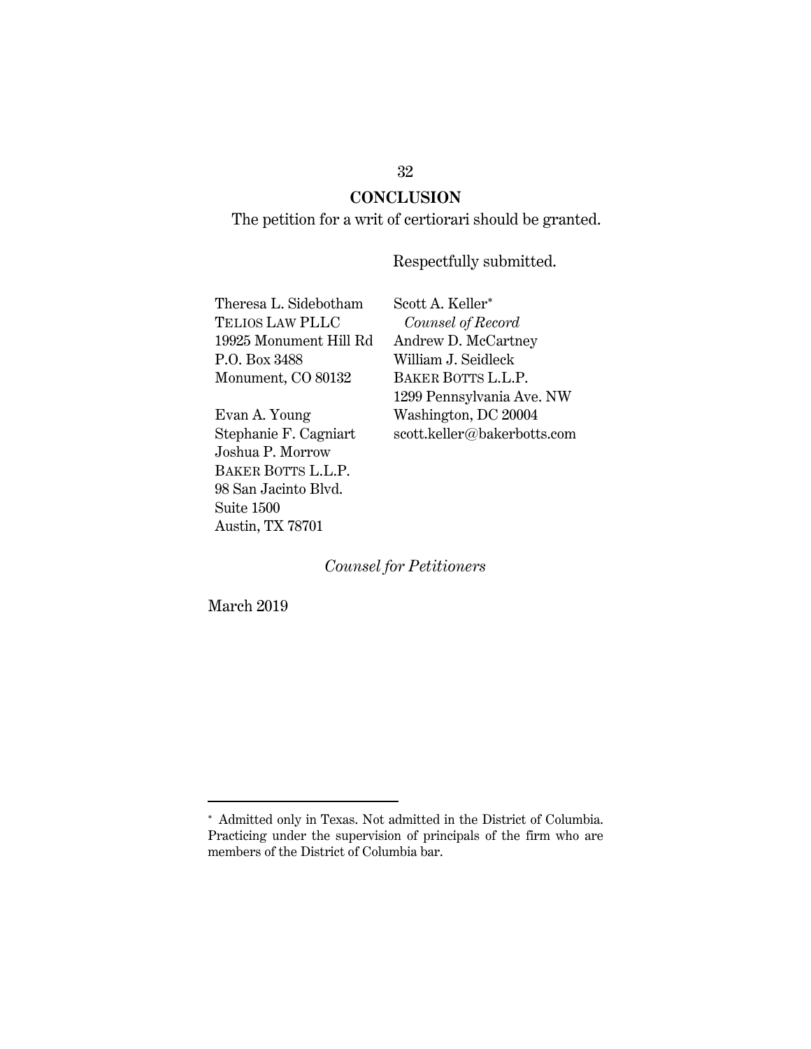## CONCLUSION

The petition for a writ of certiorari should be granted.

Respectfully submitted.

Scott A. Keller*
*Counsel of Record*
Andrew D. McCartney
William J. Seidleck
BAKER BOTTS L.L.P.
1299 Pennsylvania Ave. NW
Washington, DC 20004
scott.keller@bakerbotts.com

Theresa L. Sidebotham
TELIOS LAW PLLC
19925 Monument Hill Rd
P.O. Box 3488
Monument, CO 80132

Evan A. Young
Stephanie F. Cagniart
Joshua P. Morrow
BAKER BOTTS L.L.P.
98 San Jacinto Blvd.
Suite 1500
Austin, TX 78701

*Counsel for Petitioners*

March 2019

---

* Admitted only in Texas. Not admitted in the District of Columbia. Practicing under the supervision of principals of the firm who are members of the District of Columbia bar.